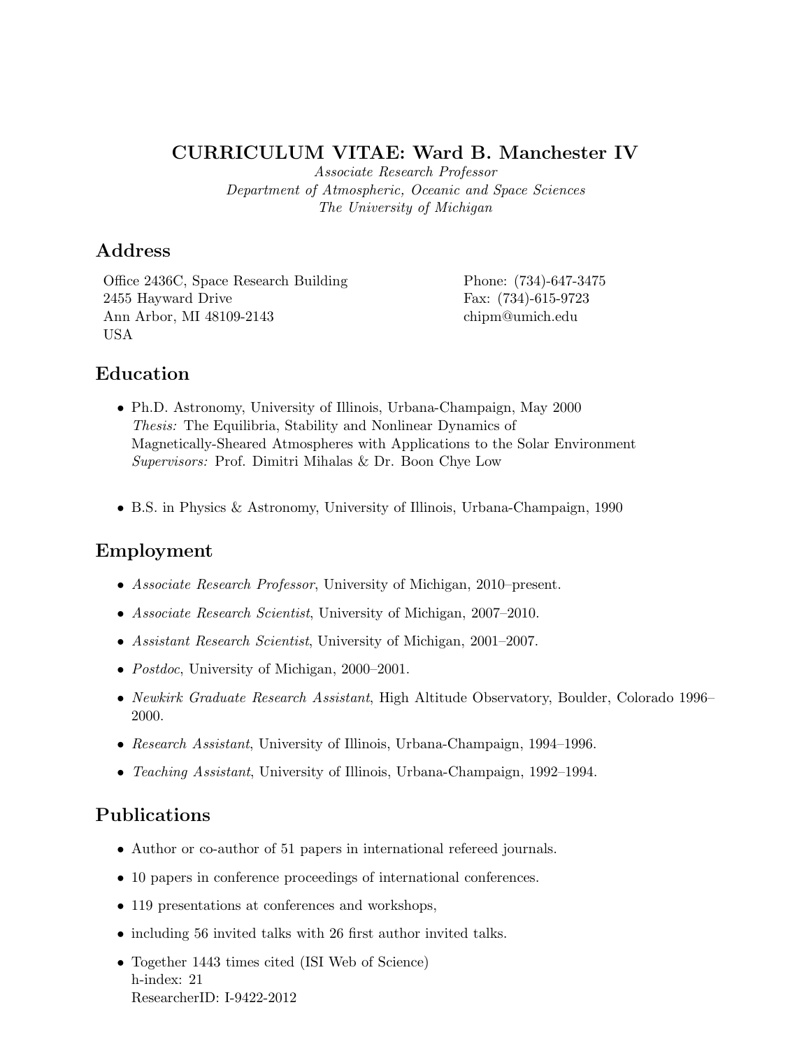# CURRICULUM VITAE: Ward B. Manchester IV

*Associate Research Professor*
*Department of Atmospheric, Oceanic and Space Sciences*
*The University of Michigan*

## Address

Office 2436C, Space Research Building
2455 Hayward Drive
Ann Arbor, MI 48109-2143
USA

Phone: (734)-647-3475
Fax: (734)-615-9723
chipm@umich.edu

## Education

- Ph.D. Astronomy, University of Illinois, Urbana-Champaign, May 2000
  *Thesis:* The Equilibria, Stability and Nonlinear Dynamics of Magnetically-Sheared Atmospheres with Applications to the Solar Environment
  *Supervisors:* Prof. Dimitri Mihalas & Dr. Boon Chye Low

- B.S. in Physics & Astronomy, University of Illinois, Urbana-Champaign, 1990

## Employment

- *Associate Research Professor*, University of Michigan, 2010–present.
- *Associate Research Scientist*, University of Michigan, 2007–2010.
- *Assistant Research Scientist*, University of Michigan, 2001–2007.
- *Postdoc*, University of Michigan, 2000–2001.
- *Newkirk Graduate Research Assistant*, High Altitude Observatory, Boulder, Colorado 1996–2000.
- *Research Assistant*, University of Illinois, Urbana-Champaign, 1994–1996.
- *Teaching Assistant*, University of Illinois, Urbana-Champaign, 1992–1994.

## Publications

- Author or co-author of 51 papers in international refereed journals.
- 10 papers in conference proceedings of international conferences.
- 119 presentations at conferences and workshops,
- including 56 invited talks with 26 first author invited talks.
- Together 1443 times cited (ISI Web of Science)
  h-index: 21
  ResearcherID: I-9422-2012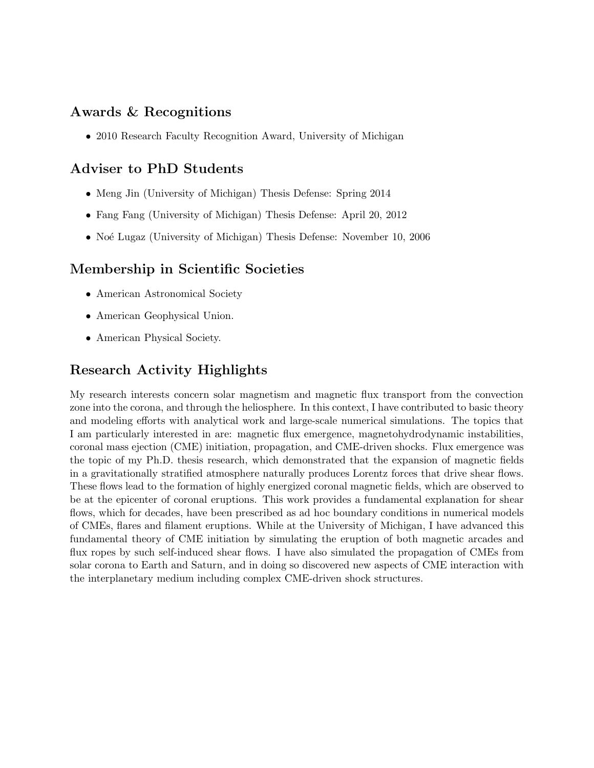## Awards & Recognitions

- 2010 Research Faculty Recognition Award, University of Michigan

## Adviser to PhD Students

- Meng Jin (University of Michigan) Thesis Defense: Spring 2014
- Fang Fang (University of Michigan) Thesis Defense: April 20, 2012
- Noé Lugaz (University of Michigan) Thesis Defense: November 10, 2006

## Membership in Scientific Societies

- American Astronomical Society
- American Geophysical Union.
- American Physical Society.

## Research Activity Highlights

My research interests concern solar magnetism and magnetic flux transport from the convection zone into the corona, and through the heliosphere. In this context, I have contributed to basic theory and modeling efforts with analytical work and large-scale numerical simulations. The topics that I am particularly interested in are: magnetic flux emergence, magnetohydrodynamic instabilities, coronal mass ejection (CME) initiation, propagation, and CME-driven shocks. Flux emergence was the topic of my Ph.D. thesis research, which demonstrated that the expansion of magnetic fields in a gravitationally stratified atmosphere naturally produces Lorentz forces that drive shear flows. These flows lead to the formation of highly energized coronal magnetic fields, which are observed to be at the epicenter of coronal eruptions. This work provides a fundamental explanation for shear flows, which for decades, have been prescribed as ad hoc boundary conditions in numerical models of CMEs, flares and filament eruptions. While at the University of Michigan, I have advanced this fundamental theory of CME initiation by simulating the eruption of both magnetic arcades and flux ropes by such self-induced shear flows. I have also simulated the propagation of CMEs from solar corona to Earth and Saturn, and in doing so discovered new aspects of CME interaction with the interplanetary medium including complex CME-driven shock structures.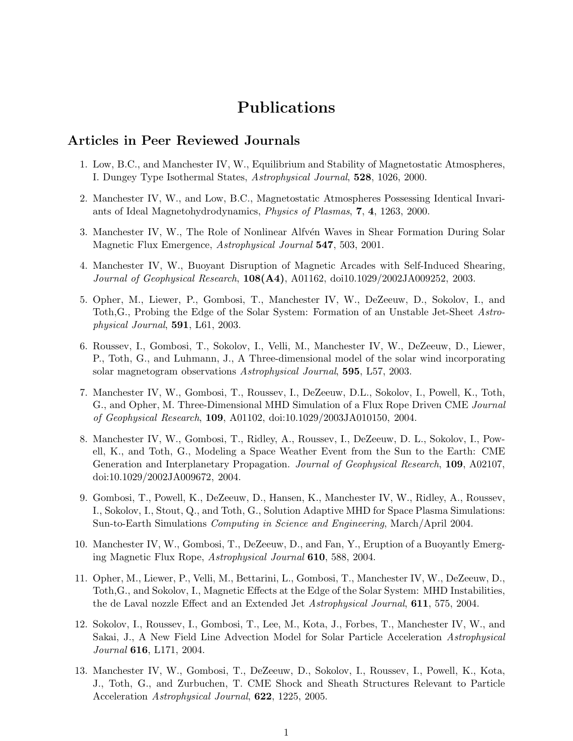# Publications

## Articles in Peer Reviewed Journals

1. Low, B.C., and Manchester IV, W., Equilibrium and Stability of Magnetostatic Atmospheres, I. Dungey Type Isothermal States, *Astrophysical Journal*, **528**, 1026, 2000.

2. Manchester IV, W., and Low, B.C., Magnetostatic Atmospheres Possessing Identical Invariants of Ideal Magnetohydrodynamics, *Physics of Plasmas*, **7**, **4**, 1263, 2000.

3. Manchester IV, W., The Role of Nonlinear Alfvén Waves in Shear Formation During Solar Magnetic Flux Emergence, *Astrophysical Journal* **547**, 503, 2001.

4. Manchester IV, W., Buoyant Disruption of Magnetic Arcades with Self-Induced Shearing, *Journal of Geophysical Research*, **108(A4)**, A01162, doi10.1029/2002JA009252, 2003.

5. Opher, M., Liewer, P., Gombosi, T., Manchester IV, W., DeZeeuw, D., Sokolov, I., and Toth,G., Probing the Edge of the Solar System: Formation of an Unstable Jet-Sheet *Astrophysical Journal*, **591**, L61, 2003.

6. Roussev, I., Gombosi, T., Sokolov, I., Velli, M., Manchester IV, W., DeZeeuw, D., Liewer, P., Toth, G., and Luhmann, J., A Three-dimensional model of the solar wind incorporating solar magnetogram observations *Astrophysical Journal*, **595**, L57, 2003.

7. Manchester IV, W., Gombosi, T., Roussev, I., DeZeeuw, D.L., Sokolov, I., Powell, K., Toth, G., and Opher, M. Three-Dimensional MHD Simulation of a Flux Rope Driven CME *Journal of Geophysical Research*, **109**, A01102, doi:10.1029/2003JA010150, 2004.

8. Manchester IV, W., Gombosi, T., Ridley, A., Roussev, I., DeZeeuw, D. L., Sokolov, I., Powell, K., and Toth, G., Modeling a Space Weather Event from the Sun to the Earth: CME Generation and Interplanetary Propagation. *Journal of Geophysical Research*, **109**, A02107, doi:10.1029/2002JA009672, 2004.

9. Gombosi, T., Powell, K., DeZeeuw, D., Hansen, K., Manchester IV, W., Ridley, A., Roussev, I., Sokolov, I., Stout, Q., and Toth, G., Solution Adaptive MHD for Space Plasma Simulations: Sun-to-Earth Simulations *Computing in Science and Engineering*, March/April 2004.

10. Manchester IV, W., Gombosi, T., DeZeeuw, D., and Fan, Y., Eruption of a Buoyantly Emerging Magnetic Flux Rope, *Astrophysical Journal* **610**, 588, 2004.

11. Opher, M., Liewer, P., Velli, M., Bettarini, L., Gombosi, T., Manchester IV, W., DeZeeuw, D., Toth,G., and Sokolov, I., Magnetic Effects at the Edge of the Solar System: MHD Instabilities, the de Laval nozzle Effect and an Extended Jet *Astrophysical Journal*, **611**, 575, 2004.

12. Sokolov, I., Roussev, I., Gombosi, T., Lee, M., Kota, J., Forbes, T., Manchester IV, W., and Sakai, J., A New Field Line Advection Model for Solar Particle Acceleration *Astrophysical Journal* **616**, L171, 2004.

13. Manchester IV, W., Gombosi, T., DeZeeuw, D., Sokolov, I., Roussev, I., Powell, K., Kota, J., Toth, G., and Zurbuchen, T. CME Shock and Sheath Structures Relevant to Particle Acceleration *Astrophysical Journal*, **622**, 1225, 2005.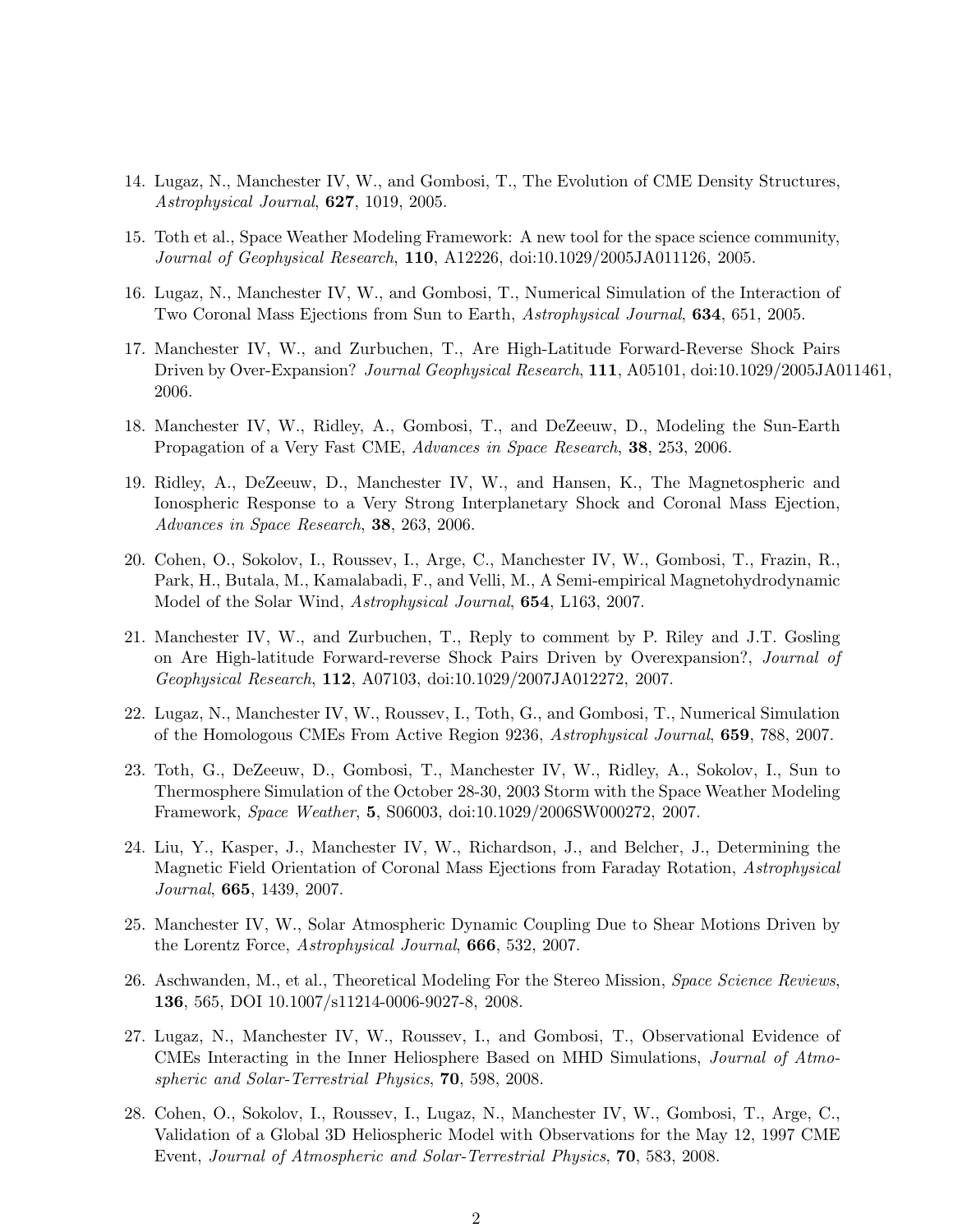14. Lugaz, N., Manchester IV, W., and Gombosi, T., The Evolution of CME Density Structures, *Astrophysical Journal*, **627**, 1019, 2005.

15. Toth et al., Space Weather Modeling Framework: A new tool for the space science community, *Journal of Geophysical Research*, **110**, A12226, doi:10.1029/2005JA011126, 2005.

16. Lugaz, N., Manchester IV, W., and Gombosi, T., Numerical Simulation of the Interaction of Two Coronal Mass Ejections from Sun to Earth, *Astrophysical Journal*, **634**, 651, 2005.

17. Manchester IV, W., and Zurbuchen, T., Are High-Latitude Forward-Reverse Shock Pairs Driven by Over-Expansion? *Journal Geophysical Research*, **111**, A05101, doi:10.1029/2005JA011461, 2006.

18. Manchester IV, W., Ridley, A., Gombosi, T., and DeZeeuw, D., Modeling the Sun-Earth Propagation of a Very Fast CME, *Advances in Space Research*, **38**, 253, 2006.

19. Ridley, A., DeZeeuw, D., Manchester IV, W., and Hansen, K., The Magnetospheric and Ionospheric Response to a Very Strong Interplanetary Shock and Coronal Mass Ejection, *Advances in Space Research*, **38**, 263, 2006.

20. Cohen, O., Sokolov, I., Roussev, I., Arge, C., Manchester IV, W., Gombosi, T., Frazin, R., Park, H., Butala, M., Kamalabadi, F., and Velli, M., A Semi-empirical Magnetohydrodynamic Model of the Solar Wind, *Astrophysical Journal*, **654**, L163, 2007.

21. Manchester IV, W., and Zurbuchen, T., Reply to comment by P. Riley and J.T. Gosling on Are High-latitude Forward-reverse Shock Pairs Driven by Overexpansion?, *Journal of Geophysical Research*, **112**, A07103, doi:10.1029/2007JA012272, 2007.

22. Lugaz, N., Manchester IV, W., Roussev, I., Toth, G., and Gombosi, T., Numerical Simulation of the Homologous CMEs From Active Region 9236, *Astrophysical Journal*, **659**, 788, 2007.

23. Toth, G., DeZeeuw, D., Gombosi, T., Manchester IV, W., Ridley, A., Sokolov, I., Sun to Thermosphere Simulation of the October 28-30, 2003 Storm with the Space Weather Modeling Framework, *Space Weather*, **5**, S06003, doi:10.1029/2006SW000272, 2007.

24. Liu, Y., Kasper, J., Manchester IV, W., Richardson, J., and Belcher, J., Determining the Magnetic Field Orientation of Coronal Mass Ejections from Faraday Rotation, *Astrophysical Journal*, **665**, 1439, 2007.

25. Manchester IV, W., Solar Atmospheric Dynamic Coupling Due to Shear Motions Driven by the Lorentz Force, *Astrophysical Journal*, **666**, 532, 2007.

26. Aschwanden, M., et al., Theoretical Modeling For the Stereo Mission, *Space Science Reviews*, **136**, 565, DOI 10.1007/s11214-0006-9027-8, 2008.

27. Lugaz, N., Manchester IV, W., Roussev, I., and Gombosi, T., Observational Evidence of CMEs Interacting in the Inner Heliosphere Based on MHD Simulations, *Journal of Atmospheric and Solar-Terrestrial Physics*, **70**, 598, 2008.

28. Cohen, O., Sokolov, I., Roussev, I., Lugaz, N., Manchester IV, W., Gombosi, T., Arge, C., Validation of a Global 3D Heliospheric Model with Observations for the May 12, 1997 CME Event, *Journal of Atmospheric and Solar-Terrestrial Physics*, **70**, 583, 2008.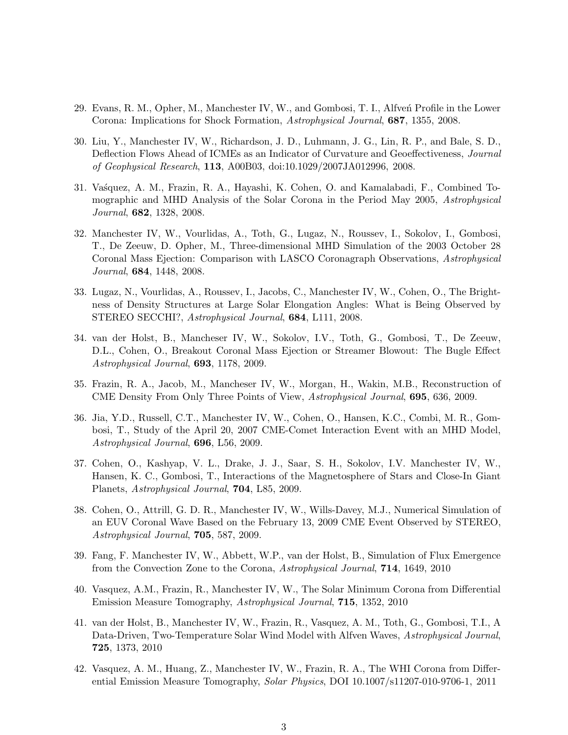29. Evans, R. M., Opher, M., Manchester IV, W., and Gombosi, T. I., Alfveń Profile in the Lower Corona: Implications for Shock Formation, *Astrophysical Journal*, **687**, 1355, 2008.

30. Liu, Y., Manchester IV, W., Richardson, J. D., Luhmann, J. G., Lin, R. P., and Bale, S. D., Deflection Flows Ahead of ICMEs as an Indicator of Curvature and Geoeffectiveness, *Journal of Geophysical Research*, **113**, A00B03, doi:10.1029/2007JA012996, 2008.

31. Vaśquez, A. M., Frazin, R. A., Hayashi, K. Cohen, O. and Kamalabadi, F., Combined Tomographic and MHD Analysis of the Solar Corona in the Period May 2005, *Astrophysical Journal*, **682**, 1328, 2008.

32. Manchester IV, W., Vourlidas, A., Toth, G., Lugaz, N., Roussev, I., Sokolov, I., Gombosi, T., De Zeeuw, D. Opher, M., Three-dimensional MHD Simulation of the 2003 October 28 Coronal Mass Ejection: Comparison with LASCO Coronagraph Observations, *Astrophysical Journal*, **684**, 1448, 2008.

33. Lugaz, N., Vourlidas, A., Roussev, I., Jacobs, C., Manchester IV, W., Cohen, O., The Brightness of Density Structures at Large Solar Elongation Angles: What is Being Observed by STEREO SECCHI?, *Astrophysical Journal*, **684**, L111, 2008.

34. van der Holst, B., Mancheser IV, W., Sokolov, I.V., Toth, G., Gombosi, T., De Zeeuw, D.L., Cohen, O., Breakout Coronal Mass Ejection or Streamer Blowout: The Bugle Effect *Astrophysical Journal*, **693**, 1178, 2009.

35. Frazin, R. A., Jacob, M., Mancheser IV, W., Morgan, H., Wakin, M.B., Reconstruction of CME Density From Only Three Points of View, *Astrophysical Journal*, **695**, 636, 2009.

36. Jia, Y.D., Russell, C.T., Manchester IV, W., Cohen, O., Hansen, K.C., Combi, M. R., Gombosi, T., Study of the April 20, 2007 CME-Comet Interaction Event with an MHD Model, *Astrophysical Journal*, **696**, L56, 2009.

37. Cohen, O., Kashyap, V. L., Drake, J. J., Saar, S. H., Sokolov, I.V. Manchester IV, W., Hansen, K. C., Gombosi, T., Interactions of the Magnetosphere of Stars and Close-In Giant Planets, *Astrophysical Journal*, **704**, L85, 2009.

38. Cohen, O., Attrill, G. D. R., Manchester IV, W., Wills-Davey, M.J., Numerical Simulation of an EUV Coronal Wave Based on the February 13, 2009 CME Event Observed by STEREO, *Astrophysical Journal*, **705**, 587, 2009.

39. Fang, F. Manchester IV, W., Abbett, W.P., van der Holst, B., Simulation of Flux Emergence from the Convection Zone to the Corona, *Astrophysical Journal*, **714**, 1649, 2010

40. Vasquez, A.M., Frazin, R., Manchester IV, W., The Solar Minimum Corona from Differential Emission Measure Tomography, *Astrophysical Journal*, **715**, 1352, 2010

41. van der Holst, B., Manchester IV, W., Frazin, R., Vasquez, A. M., Toth, G., Gombosi, T.I., A Data-Driven, Two-Temperature Solar Wind Model with Alfven Waves, *Astrophysical Journal*, **725**, 1373, 2010

42. Vasquez, A. M., Huang, Z., Manchester IV, W., Frazin, R. A., The WHI Corona from Differential Emission Measure Tomography, *Solar Physics*, DOI 10.1007/s11207-010-9706-1, 2011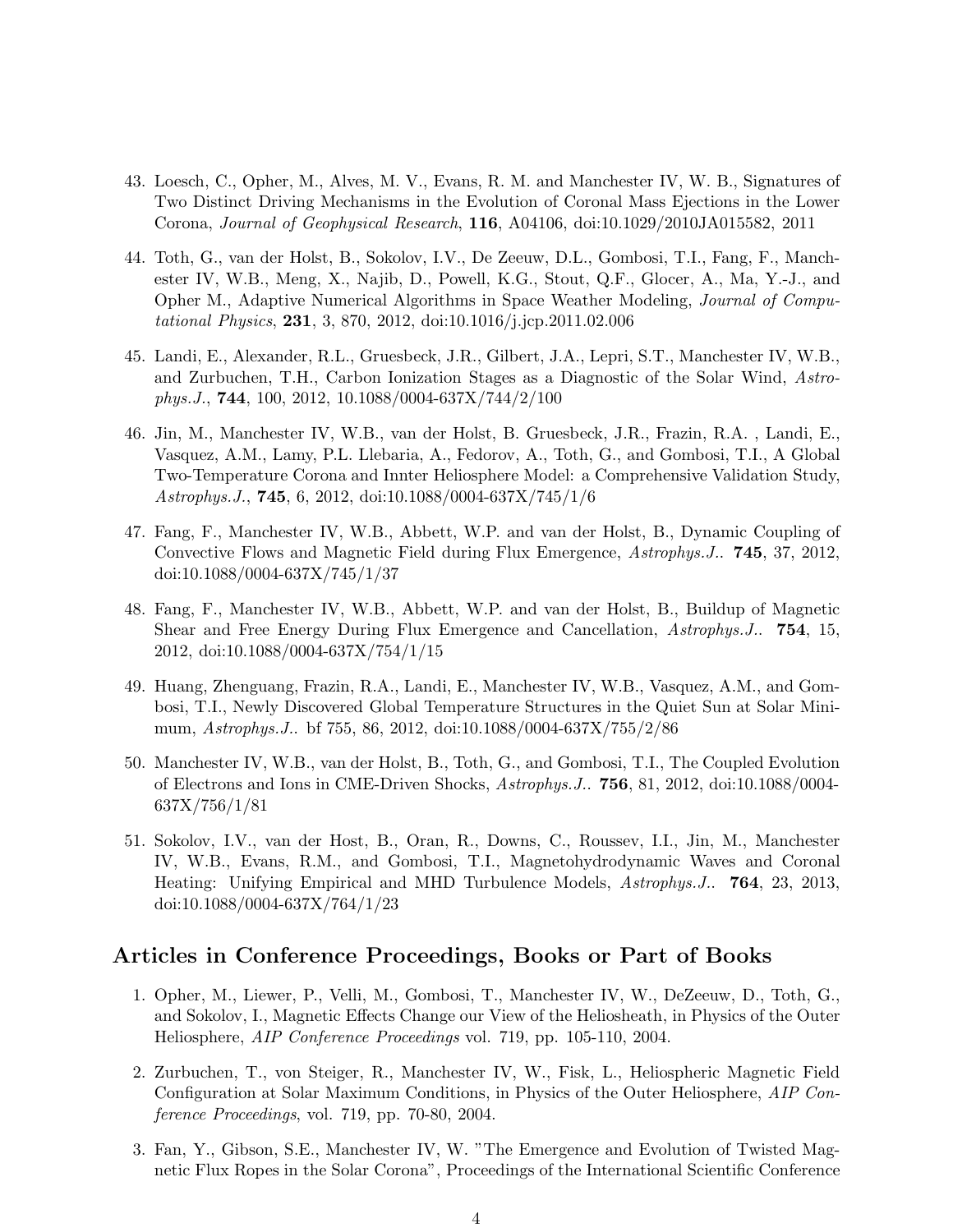43. Loesch, C., Opher, M., Alves, M. V., Evans, R. M. and Manchester IV, W. B., Signatures of Two Distinct Driving Mechanisms in the Evolution of Coronal Mass Ejections in the Lower Corona, *Journal of Geophysical Research*, **116**, A04106, doi:10.1029/2010JA015582, 2011

44. Toth, G., van der Holst, B., Sokolov, I.V., De Zeeuw, D.L., Gombosi, T.I., Fang, F., Manchester IV, W.B., Meng, X., Najib, D., Powell, K.G., Stout, Q.F., Glocer, A., Ma, Y.-J., and Opher M., Adaptive Numerical Algorithms in Space Weather Modeling, *Journal of Computational Physics*, **231**, 3, 870, 2012, doi:10.1016/j.jcp.2011.02.006

45. Landi, E., Alexander, R.L., Gruesbeck, J.R., Gilbert, J.A., Lepri, S.T., Manchester IV, W.B., and Zurbuchen, T.H., Carbon Ionization Stages as a Diagnostic of the Solar Wind, *Astrophys.J.*, **744**, 100, 2012, 10.1088/0004-637X/744/2/100

46. Jin, M., Manchester IV, W.B., van der Holst, B. Gruesbeck, J.R., Frazin, R.A. , Landi, E., Vasquez, A.M., Lamy, P.L. Llebaria, A., Fedorov, A., Toth, G., and Gombosi, T.I., A Global Two-Temperature Corona and Innter Heliosphere Model: a Comprehensive Validation Study, *Astrophys.J.*, **745**, 6, 2012, doi:10.1088/0004-637X/745/1/6

47. Fang, F., Manchester IV, W.B., Abbett, W.P. and van der Holst, B., Dynamic Coupling of Convective Flows and Magnetic Field during Flux Emergence, *Astrophys.J.*. **745**, 37, 2012, doi:10.1088/0004-637X/745/1/37

48. Fang, F., Manchester IV, W.B., Abbett, W.P. and van der Holst, B., Buildup of Magnetic Shear and Free Energy During Flux Emergence and Cancellation, *Astrophys.J.*. **754**, 15, 2012, doi:10.1088/0004-637X/754/1/15

49. Huang, Zhenguang, Frazin, R.A., Landi, E., Manchester IV, W.B., Vasquez, A.M., and Gombosi, T.I., Newly Discovered Global Temperature Structures in the Quiet Sun at Solar Minimum, *Astrophys.J.*. bf 755, 86, 2012, doi:10.1088/0004-637X/755/2/86

50. Manchester IV, W.B., van der Holst, B., Toth, G., and Gombosi, T.I., The Coupled Evolution of Electrons and Ions in CME-Driven Shocks, *Astrophys.J.*. **756**, 81, 2012, doi:10.1088/0004-637X/756/1/81

51. Sokolov, I.V., van der Host, B., Oran, R., Downs, C., Roussev, I.I., Jin, M., Manchester IV, W.B., Evans, R.M., and Gombosi, T.I., Magnetohydrodynamic Waves and Coronal Heating: Unifying Empirical and MHD Turbulence Models, *Astrophys.J.*. **764**, 23, 2013, doi:10.1088/0004-637X/764/1/23

## Articles in Conference Proceedings, Books or Part of Books

1. Opher, M., Liewer, P., Velli, M., Gombosi, T., Manchester IV, W., DeZeeuw, D., Toth, G., and Sokolov, I., Magnetic Effects Change our View of the Heliosheath, in Physics of the Outer Heliosphere, *AIP Conference Proceedings* vol. 719, pp. 105-110, 2004.

2. Zurbuchen, T., von Steiger, R., Manchester IV, W., Fisk, L., Heliospheric Magnetic Field Configuration at Solar Maximum Conditions, in Physics of the Outer Heliosphere, *AIP Conference Proceedings*, vol. 719, pp. 70-80, 2004.

3. Fan, Y., Gibson, S.E., Manchester IV, W. "The Emergence and Evolution of Twisted Magnetic Flux Ropes in the Solar Corona", Proceedings of the International Scientific Conference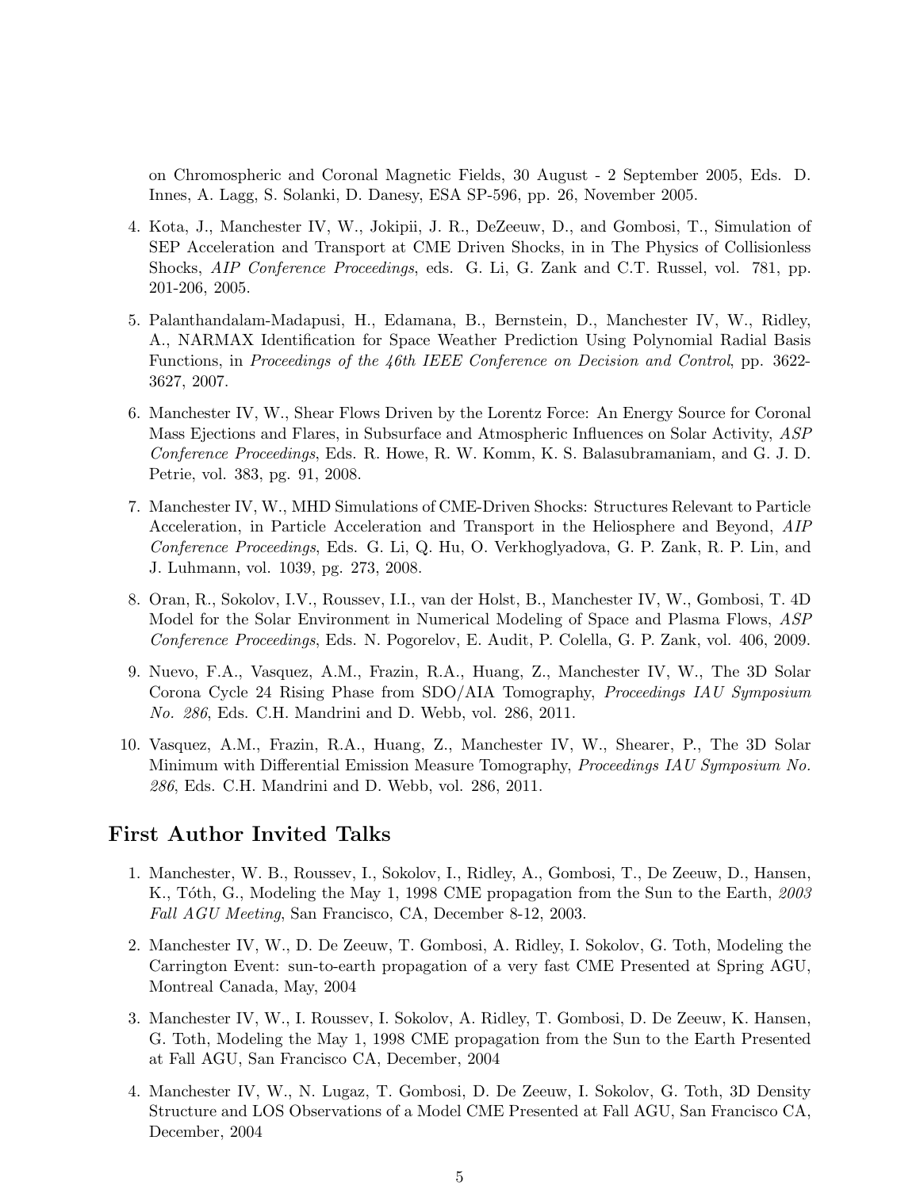on Chromospheric and Coronal Magnetic Fields, 30 August - 2 September 2005, Eds. D. Innes, A. Lagg, S. Solanki, D. Danesy, ESA SP-596, pp. 26, November 2005.

4. Kota, J., Manchester IV, W., Jokipii, J. R., DeZeeuw, D., and Gombosi, T., Simulation of SEP Acceleration and Transport at CME Driven Shocks, in in The Physics of Collisionless Shocks, *AIP Conference Proceedings*, eds. G. Li, G. Zank and C.T. Russel, vol. 781, pp. 201-206, 2005.

5. Palanthandalam-Madapusi, H., Edamana, B., Bernstein, D., Manchester IV, W., Ridley, A., NARMAX Identification for Space Weather Prediction Using Polynomial Radial Basis Functions, in *Proceedings of the 46th IEEE Conference on Decision and Control*, pp. 3622-3627, 2007.

6. Manchester IV, W., Shear Flows Driven by the Lorentz Force: An Energy Source for Coronal Mass Ejections and Flares, in Subsurface and Atmospheric Influences on Solar Activity, *ASP Conference Proceedings*, Eds. R. Howe, R. W. Komm, K. S. Balasubramaniam, and G. J. D. Petrie, vol. 383, pg. 91, 2008.

7. Manchester IV, W., MHD Simulations of CME-Driven Shocks: Structures Relevant to Particle Acceleration, in Particle Acceleration and Transport in the Heliosphere and Beyond, *AIP Conference Proceedings*, Eds. G. Li, Q. Hu, O. Verkhoglyadova, G. P. Zank, R. P. Lin, and J. Luhmann, vol. 1039, pg. 273, 2008.

8. Oran, R., Sokolov, I.V., Roussev, I.I., van der Holst, B., Manchester IV, W., Gombosi, T. 4D Model for the Solar Environment in Numerical Modeling of Space and Plasma Flows, *ASP Conference Proceedings*, Eds. N. Pogorelov, E. Audit, P. Colella, G. P. Zank, vol. 406, 2009.

9. Nuevo, F.A., Vasquez, A.M., Frazin, R.A., Huang, Z., Manchester IV, W., The 3D Solar Corona Cycle 24 Rising Phase from SDO/AIA Tomography, *Proceedings IAU Symposium No. 286*, Eds. C.H. Mandrini and D. Webb, vol. 286, 2011.

10. Vasquez, A.M., Frazin, R.A., Huang, Z., Manchester IV, W., Shearer, P., The 3D Solar Minimum with Differential Emission Measure Tomography, *Proceedings IAU Symposium No. 286*, Eds. C.H. Mandrini and D. Webb, vol. 286, 2011.

## First Author Invited Talks

1. Manchester, W. B., Roussev, I., Sokolov, I., Ridley, A., Gombosi, T., De Zeeuw, D., Hansen, K., Tóth, G., Modeling the May 1, 1998 CME propagation from the Sun to the Earth, *2003 Fall AGU Meeting*, San Francisco, CA, December 8-12, 2003.

2. Manchester IV, W., D. De Zeeuw, T. Gombosi, A. Ridley, I. Sokolov, G. Toth, Modeling the Carrington Event: sun-to-earth propagation of a very fast CME Presented at Spring AGU, Montreal Canada, May, 2004

3. Manchester IV, W., I. Roussev, I. Sokolov, A. Ridley, T. Gombosi, D. De Zeeuw, K. Hansen, G. Toth, Modeling the May 1, 1998 CME propagation from the Sun to the Earth Presented at Fall AGU, San Francisco CA, December, 2004

4. Manchester IV, W., N. Lugaz, T. Gombosi, D. De Zeeuw, I. Sokolov, G. Toth, 3D Density Structure and LOS Observations of a Model CME Presented at Fall AGU, San Francisco CA, December, 2004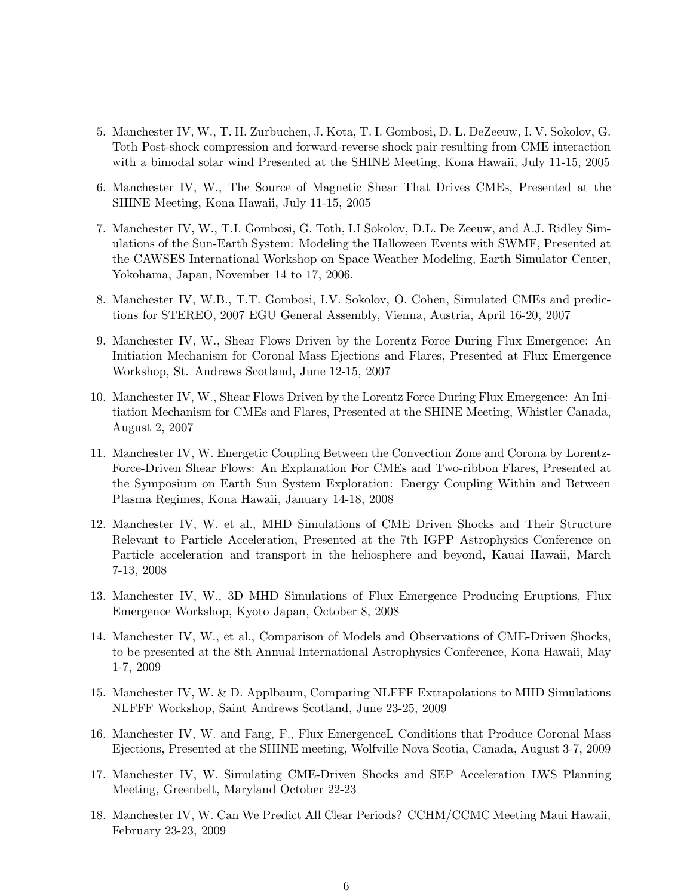5. Manchester IV, W., T. H. Zurbuchen, J. Kota, T. I. Gombosi, D. L. DeZeeuw, I. V. Sokolov, G. Toth Post-shock compression and forward-reverse shock pair resulting from CME interaction with a bimodal solar wind Presented at the SHINE Meeting, Kona Hawaii, July 11-15, 2005

6. Manchester IV, W., The Source of Magnetic Shear That Drives CMEs, Presented at the SHINE Meeting, Kona Hawaii, July 11-15, 2005

7. Manchester IV, W., T.I. Gombosi, G. Toth, I.I Sokolov, D.L. De Zeeuw, and A.J. Ridley Simulations of the Sun-Earth System: Modeling the Halloween Events with SWMF, Presented at the CAWSES International Workshop on Space Weather Modeling, Earth Simulator Center, Yokohama, Japan, November 14 to 17, 2006.

8. Manchester IV, W.B., T.T. Gombosi, I.V. Sokolov, O. Cohen, Simulated CMEs and predictions for STEREO, 2007 EGU General Assembly, Vienna, Austria, April 16-20, 2007

9. Manchester IV, W., Shear Flows Driven by the Lorentz Force During Flux Emergence: An Initiation Mechanism for Coronal Mass Ejections and Flares, Presented at Flux Emergence Workshop, St. Andrews Scotland, June 12-15, 2007

10. Manchester IV, W., Shear Flows Driven by the Lorentz Force During Flux Emergence: An Initiation Mechanism for CMEs and Flares, Presented at the SHINE Meeting, Whistler Canada, August 2, 2007

11. Manchester IV, W. Energetic Coupling Between the Convection Zone and Corona by Lorentz-Force-Driven Shear Flows: An Explanation For CMEs and Two-ribbon Flares, Presented at the Symposium on Earth Sun System Exploration: Energy Coupling Within and Between Plasma Regimes, Kona Hawaii, January 14-18, 2008

12. Manchester IV, W. et al., MHD Simulations of CME Driven Shocks and Their Structure Relevant to Particle Acceleration, Presented at the 7th IGPP Astrophysics Conference on Particle acceleration and transport in the heliosphere and beyond, Kauai Hawaii, March 7-13, 2008

13. Manchester IV, W., 3D MHD Simulations of Flux Emergence Producing Eruptions, Flux Emergence Workshop, Kyoto Japan, October 8, 2008

14. Manchester IV, W., et al., Comparison of Models and Observations of CME-Driven Shocks, to be presented at the 8th Annual International Astrophysics Conference, Kona Hawaii, May 1-7, 2009

15. Manchester IV, W. & D. Applbaum, Comparing NLFFF Extrapolations to MHD Simulations NLFFF Workshop, Saint Andrews Scotland, June 23-25, 2009

16. Manchester IV, W. and Fang, F., Flux EmergenceL Conditions that Produce Coronal Mass Ejections, Presented at the SHINE meeting, Wolfville Nova Scotia, Canada, August 3-7, 2009

17. Manchester IV, W. Simulating CME-Driven Shocks and SEP Acceleration LWS Planning Meeting, Greenbelt, Maryland October 22-23

18. Manchester IV, W. Can We Predict All Clear Periods? CCHM/CCMC Meeting Maui Hawaii, February 23-23, 2009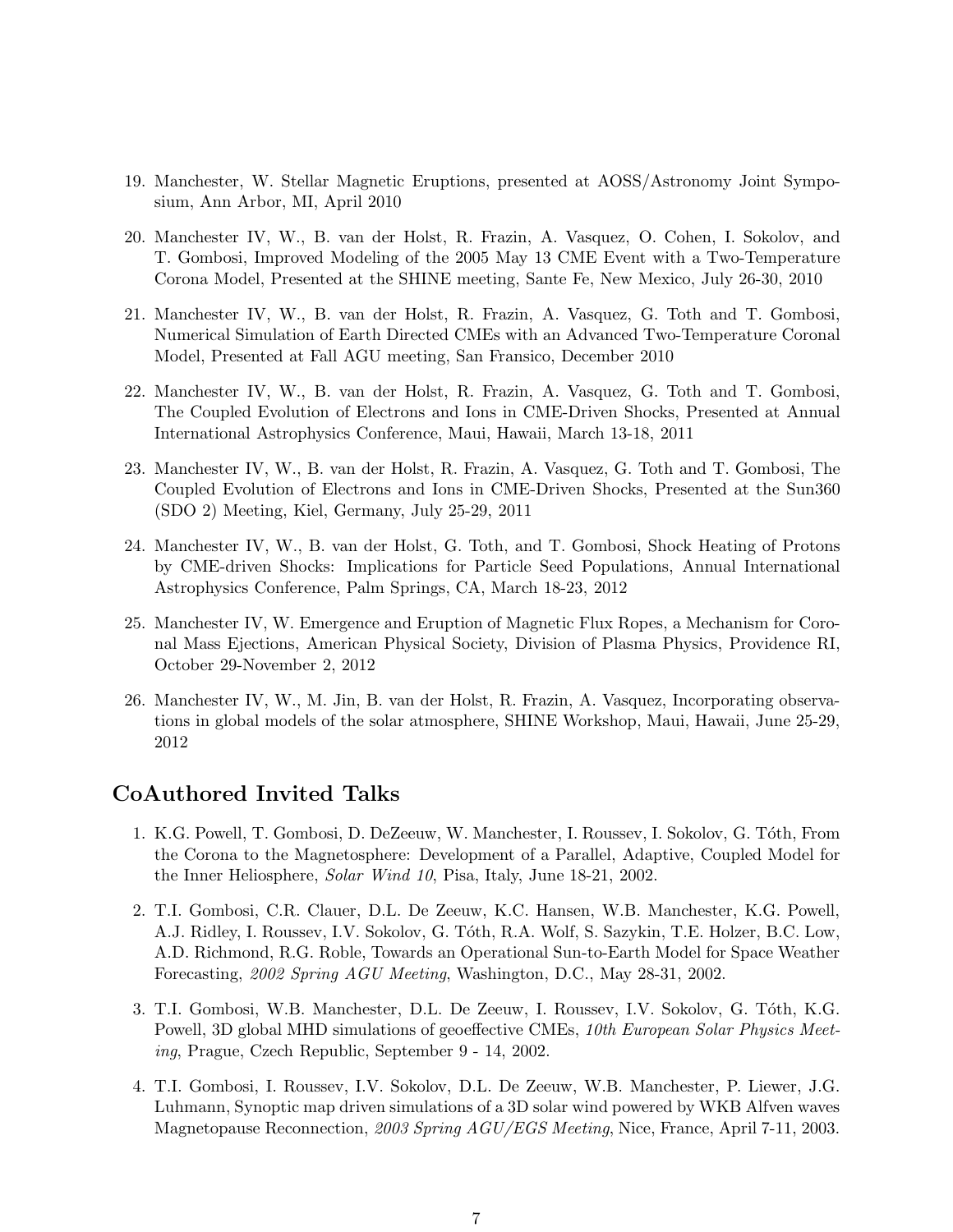19. Manchester, W. Stellar Magnetic Eruptions, presented at AOSS/Astronomy Joint Symposium, Ann Arbor, MI, April 2010

20. Manchester IV, W., B. van der Holst, R. Frazin, A. Vasquez, O. Cohen, I. Sokolov, and T. Gombosi, Improved Modeling of the 2005 May 13 CME Event with a Two-Temperature Corona Model, Presented at the SHINE meeting, Sante Fe, New Mexico, July 26-30, 2010

21. Manchester IV, W., B. van der Holst, R. Frazin, A. Vasquez, G. Toth and T. Gombosi, Numerical Simulation of Earth Directed CMEs with an Advanced Two-Temperature Coronal Model, Presented at Fall AGU meeting, San Fransico, December 2010

22. Manchester IV, W., B. van der Holst, R. Frazin, A. Vasquez, G. Toth and T. Gombosi, The Coupled Evolution of Electrons and Ions in CME-Driven Shocks, Presented at Annual International Astrophysics Conference, Maui, Hawaii, March 13-18, 2011

23. Manchester IV, W., B. van der Holst, R. Frazin, A. Vasquez, G. Toth and T. Gombosi, The Coupled Evolution of Electrons and Ions in CME-Driven Shocks, Presented at the Sun360 (SDO 2) Meeting, Kiel, Germany, July 25-29, 2011

24. Manchester IV, W., B. van der Holst, G. Toth, and T. Gombosi, Shock Heating of Protons by CME-driven Shocks: Implications for Particle Seed Populations, Annual International Astrophysics Conference, Palm Springs, CA, March 18-23, 2012

25. Manchester IV, W. Emergence and Eruption of Magnetic Flux Ropes, a Mechanism for Coronal Mass Ejections, American Physical Society, Division of Plasma Physics, Providence RI, October 29-November 2, 2012

26. Manchester IV, W., M. Jin, B. van der Holst, R. Frazin, A. Vasquez, Incorporating observations in global models of the solar atmosphere, SHINE Workshop, Maui, Hawaii, June 25-29, 2012

## CoAuthored Invited Talks

1. K.G. Powell, T. Gombosi, D. DeZeeuw, W. Manchester, I. Roussev, I. Sokolov, G. Tóth, From the Corona to the Magnetosphere: Development of a Parallel, Adaptive, Coupled Model for the Inner Heliosphere, *Solar Wind 10*, Pisa, Italy, June 18-21, 2002.

2. T.I. Gombosi, C.R. Clauer, D.L. De Zeeuw, K.C. Hansen, W.B. Manchester, K.G. Powell, A.J. Ridley, I. Roussev, I.V. Sokolov, G. Tóth, R.A. Wolf, S. Sazykin, T.E. Holzer, B.C. Low, A.D. Richmond, R.G. Roble, Towards an Operational Sun-to-Earth Model for Space Weather Forecasting, *2002 Spring AGU Meeting*, Washington, D.C., May 28-31, 2002.

3. T.I. Gombosi, W.B. Manchester, D.L. De Zeeuw, I. Roussev, I.V. Sokolov, G. Tóth, K.G. Powell, 3D global MHD simulations of geoeffective CMEs, *10th European Solar Physics Meeting*, Prague, Czech Republic, September 9 - 14, 2002.

4. T.I. Gombosi, I. Roussev, I.V. Sokolov, D.L. De Zeeuw, W.B. Manchester, P. Liewer, J.G. Luhmann, Synoptic map driven simulations of a 3D solar wind powered by WKB Alfven waves Magnetopause Reconnection, *2003 Spring AGU/EGS Meeting*, Nice, France, April 7-11, 2003.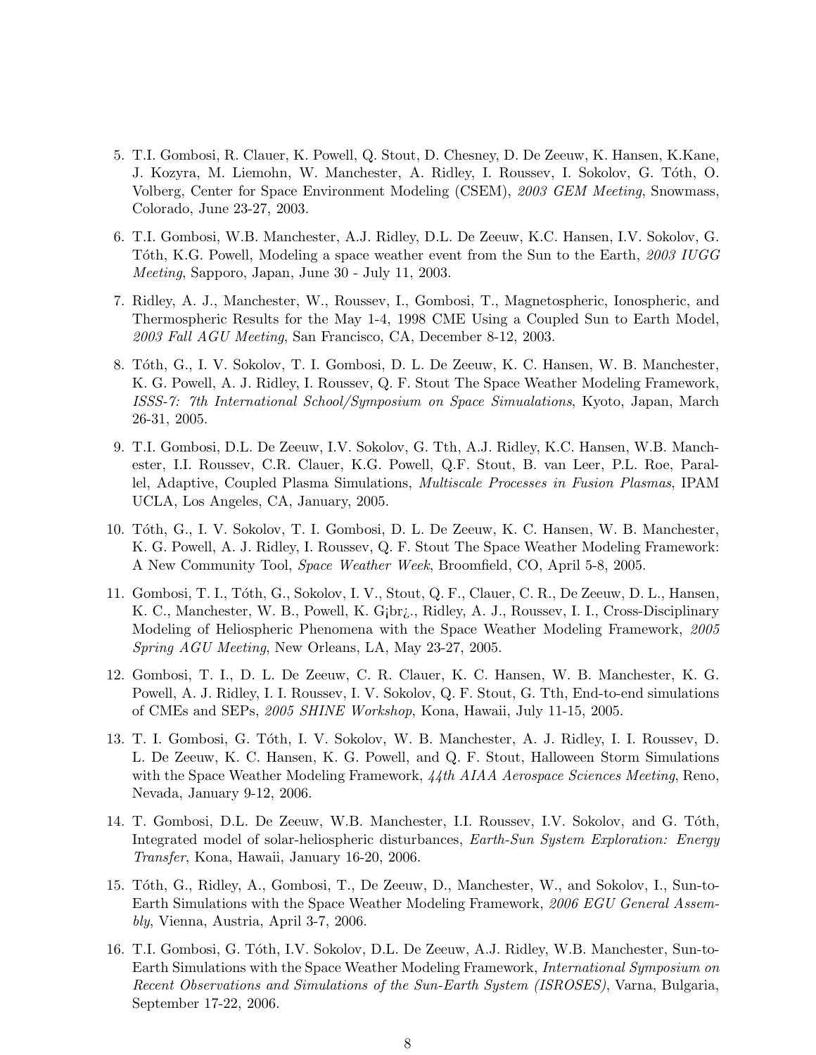5. T.I. Gombosi, R. Clauer, K. Powell, Q. Stout, D. Chesney, D. De Zeeuw, K. Hansen, K.Kane, J. Kozyra, M. Liemohn, W. Manchester, A. Ridley, I. Roussev, I. Sokolov, G. Tóth, O. Volberg, Center for Space Environment Modeling (CSEM), *2003 GEM Meeting*, Snowmass, Colorado, June 23-27, 2003.

6. T.I. Gombosi, W.B. Manchester, A.J. Ridley, D.L. De Zeeuw, K.C. Hansen, I.V. Sokolov, G. Tóth, K.G. Powell, Modeling a space weather event from the Sun to the Earth, *2003 IUGG Meeting*, Sapporo, Japan, June 30 - July 11, 2003.

7. Ridley, A. J., Manchester, W., Roussev, I., Gombosi, T., Magnetospheric, Ionospheric, and Thermospheric Results for the May 1-4, 1998 CME Using a Coupled Sun to Earth Model, *2003 Fall AGU Meeting*, San Francisco, CA, December 8-12, 2003.

8. Tóth, G., I. V. Sokolov, T. I. Gombosi, D. L. De Zeeuw, K. C. Hansen, W. B. Manchester, K. G. Powell, A. J. Ridley, I. Roussev, Q. F. Stout The Space Weather Modeling Framework, *ISSS-7: 7th International School/Symposium on Space Simualations*, Kyoto, Japan, March 26-31, 2005.

9. T.I. Gombosi, D.L. De Zeeuw, I.V. Sokolov, G. Tth, A.J. Ridley, K.C. Hansen, W.B. Manchester, I.I. Roussev, C.R. Clauer, K.G. Powell, Q.F. Stout, B. van Leer, P.L. Roe, Parallel, Adaptive, Coupled Plasma Simulations, *Multiscale Processes in Fusion Plasmas*, IPAM UCLA, Los Angeles, CA, January, 2005.

10. Tóth, G., I. V. Sokolov, T. I. Gombosi, D. L. De Zeeuw, K. C. Hansen, W. B. Manchester, K. G. Powell, A. J. Ridley, I. Roussev, Q. F. Stout The Space Weather Modeling Framework: A New Community Tool, *Space Weather Week*, Broomfield, CO, April 5-8, 2005.

11. Gombosi, T. I., Tóth, G., Sokolov, I. V., Stout, Q. F., Clauer, C. R., De Zeeuw, D. L., Hansen, K. C., Manchester, W. B., Powell, K. G¡br¿., Ridley, A. J., Roussev, I. I., Cross-Disciplinary Modeling of Heliospheric Phenomena with the Space Weather Modeling Framework, *2005 Spring AGU Meeting*, New Orleans, LA, May 23-27, 2005.

12. Gombosi, T. I., D. L. De Zeeuw, C. R. Clauer, K. C. Hansen, W. B. Manchester, K. G. Powell, A. J. Ridley, I. I. Roussev, I. V. Sokolov, Q. F. Stout, G. Tth, End-to-end simulations of CMEs and SEPs, *2005 SHINE Workshop*, Kona, Hawaii, July 11-15, 2005.

13. T. I. Gombosi, G. Tóth, I. V. Sokolov, W. B. Manchester, A. J. Ridley, I. I. Roussev, D. L. De Zeeuw, K. C. Hansen, K. G. Powell, and Q. F. Stout, Halloween Storm Simulations with the Space Weather Modeling Framework, *44th AIAA Aerospace Sciences Meeting*, Reno, Nevada, January 9-12, 2006.

14. T. Gombosi, D.L. De Zeeuw, W.B. Manchester, I.I. Roussev, I.V. Sokolov, and G. Tóth, Integrated model of solar-heliospheric disturbances, *Earth-Sun System Exploration: Energy Transfer*, Kona, Hawaii, January 16-20, 2006.

15. Tóth, G., Ridley, A., Gombosi, T., De Zeeuw, D., Manchester, W., and Sokolov, I., Sun-to-Earth Simulations with the Space Weather Modeling Framework, *2006 EGU General Assembly*, Vienna, Austria, April 3-7, 2006.

16. T.I. Gombosi, G. Tóth, I.V. Sokolov, D.L. De Zeeuw, A.J. Ridley, W.B. Manchester, Sun-to-Earth Simulations with the Space Weather Modeling Framework, *International Symposium on Recent Observations and Simulations of the Sun-Earth System (ISROSES)*, Varna, Bulgaria, September 17-22, 2006.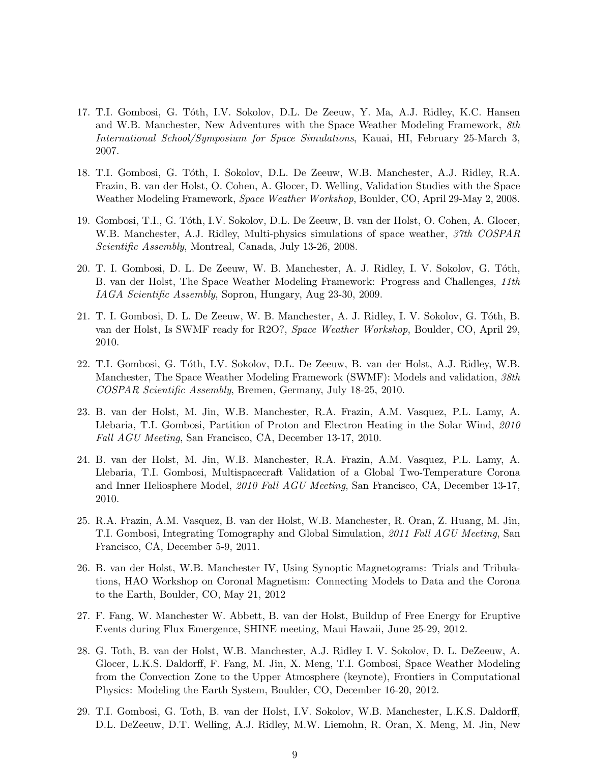17. T.I. Gombosi, G. Tóth, I.V. Sokolov, D.L. De Zeeuw, Y. Ma, A.J. Ridley, K.C. Hansen and W.B. Manchester, New Adventures with the Space Weather Modeling Framework, *8th International School/Symposium for Space Simulations*, Kauai, HI, February 25-March 3, 2007.

18. T.I. Gombosi, G. Tóth, I. Sokolov, D.L. De Zeeuw, W.B. Manchester, A.J. Ridley, R.A. Frazin, B. van der Holst, O. Cohen, A. Glocer, D. Welling, Validation Studies with the Space Weather Modeling Framework, *Space Weather Workshop*, Boulder, CO, April 29-May 2, 2008.

19. Gombosi, T.I., G. Tóth, I.V. Sokolov, D.L. De Zeeuw, B. van der Holst, O. Cohen, A. Glocer, W.B. Manchester, A.J. Ridley, Multi-physics simulations of space weather, *37th COSPAR Scientific Assembly*, Montreal, Canada, July 13-26, 2008.

20. T. I. Gombosi, D. L. De Zeeuw, W. B. Manchester, A. J. Ridley, I. V. Sokolov, G. Tóth, B. van der Holst, The Space Weather Modeling Framework: Progress and Challenges, *11th IAGA Scientific Assembly*, Sopron, Hungary, Aug 23-30, 2009.

21. T. I. Gombosi, D. L. De Zeeuw, W. B. Manchester, A. J. Ridley, I. V. Sokolov, G. Tóth, B. van der Holst, Is SWMF ready for R2O?, *Space Weather Workshop*, Boulder, CO, April 29, 2010.

22. T.I. Gombosi, G. Tóth, I.V. Sokolov, D.L. De Zeeuw, B. van der Holst, A.J. Ridley, W.B. Manchester, The Space Weather Modeling Framework (SWMF): Models and validation, *38th COSPAR Scientific Assembly*, Bremen, Germany, July 18-25, 2010.

23. B. van der Holst, M. Jin, W.B. Manchester, R.A. Frazin, A.M. Vasquez, P.L. Lamy, A. Llebaria, T.I. Gombosi, Partition of Proton and Electron Heating in the Solar Wind, *2010 Fall AGU Meeting*, San Francisco, CA, December 13-17, 2010.

24. B. van der Holst, M. Jin, W.B. Manchester, R.A. Frazin, A.M. Vasquez, P.L. Lamy, A. Llebaria, T.I. Gombosi, Multispacecraft Validation of a Global Two-Temperature Corona and Inner Heliosphere Model, *2010 Fall AGU Meeting*, San Francisco, CA, December 13-17, 2010.

25. R.A. Frazin, A.M. Vasquez, B. van der Holst, W.B. Manchester, R. Oran, Z. Huang, M. Jin, T.I. Gombosi, Integrating Tomography and Global Simulation, *2011 Fall AGU Meeting*, San Francisco, CA, December 5-9, 2011.

26. B. van der Holst, W.B. Manchester IV, Using Synoptic Magnetograms: Trials and Tribulations, HAO Workshop on Coronal Magnetism: Connecting Models to Data and the Corona to the Earth, Boulder, CO, May 21, 2012

27. F. Fang, W. Manchester W. Abbett, B. van der Holst, Buildup of Free Energy for Eruptive Events during Flux Emergence, SHINE meeting, Maui Hawaii, June 25-29, 2012.

28. G. Toth, B. van der Holst, W.B. Manchester, A.J. Ridley I. V. Sokolov, D. L. DeZeeuw, A. Glocer, L.K.S. Daldorff, F. Fang, M. Jin, X. Meng, T.I. Gombosi, Space Weather Modeling from the Convection Zone to the Upper Atmosphere (keynote), Frontiers in Computational Physics: Modeling the Earth System, Boulder, CO, December 16-20, 2012.

29. T.I. Gombosi, G. Toth, B. van der Holst, I.V. Sokolov, W.B. Manchester, L.K.S. Daldorff, D.L. DeZeeuw, D.T. Welling, A.J. Ridley, M.W. Liemohn, R. Oran, X. Meng, M. Jin, New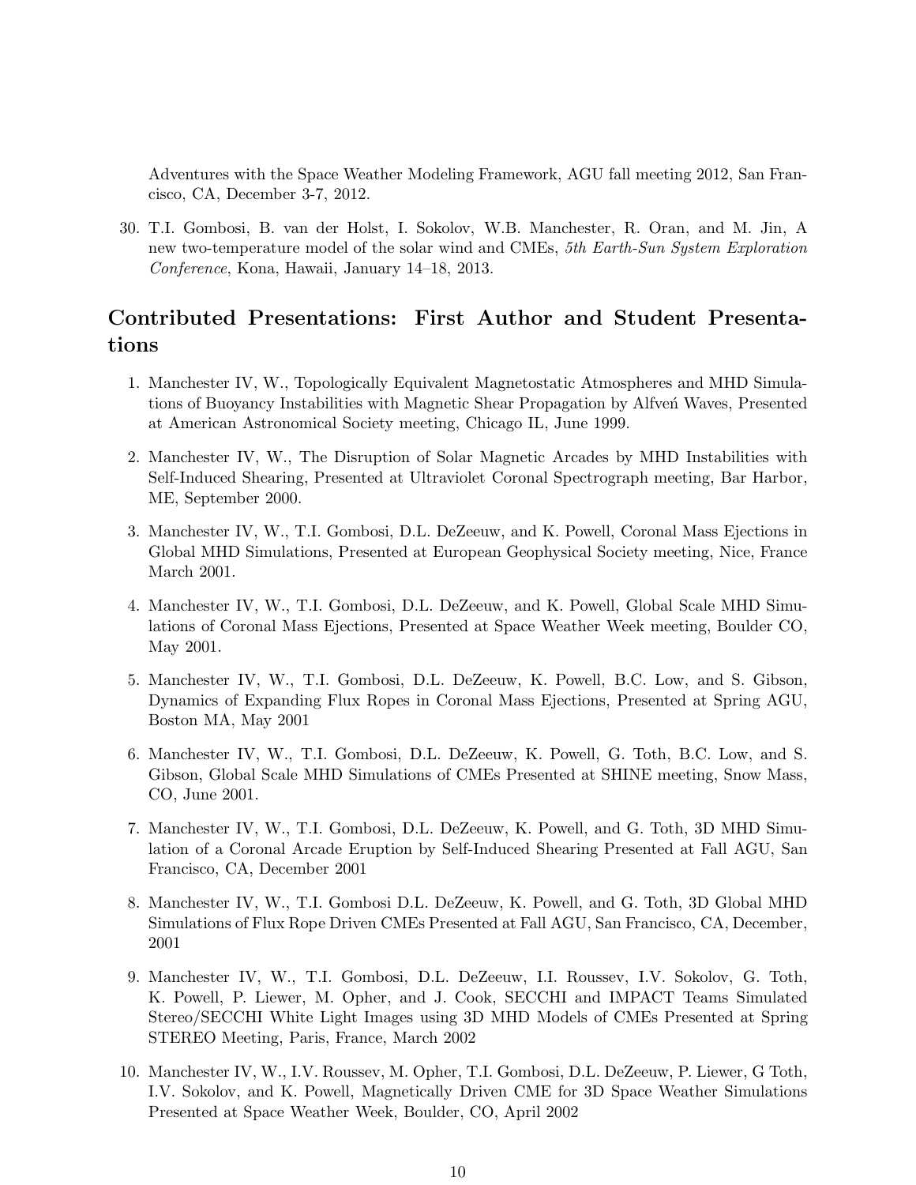Adventures with the Space Weather Modeling Framework, AGU fall meeting 2012, San Francisco, CA, December 3-7, 2012.

30. T.I. Gombosi, B. van der Holst, I. Sokolov, W.B. Manchester, R. Oran, and M. Jin, A new two-temperature model of the solar wind and CMEs, *5th Earth-Sun System Exploration Conference*, Kona, Hawaii, January 14–18, 2013.

## Contributed Presentations: First Author and Student Presentations

1. Manchester IV, W., Topologically Equivalent Magnetostatic Atmospheres and MHD Simulations of Buoyancy Instabilities with Magnetic Shear Propagation by Alfveń Waves, Presented at American Astronomical Society meeting, Chicago IL, June 1999.

2. Manchester IV, W., The Disruption of Solar Magnetic Arcades by MHD Instabilities with Self-Induced Shearing, Presented at Ultraviolet Coronal Spectrograph meeting, Bar Harbor, ME, September 2000.

3. Manchester IV, W., T.I. Gombosi, D.L. DeZeeuw, and K. Powell, Coronal Mass Ejections in Global MHD Simulations, Presented at European Geophysical Society meeting, Nice, France March 2001.

4. Manchester IV, W., T.I. Gombosi, D.L. DeZeeuw, and K. Powell, Global Scale MHD Simulations of Coronal Mass Ejections, Presented at Space Weather Week meeting, Boulder CO, May 2001.

5. Manchester IV, W., T.I. Gombosi, D.L. DeZeeuw, K. Powell, B.C. Low, and S. Gibson, Dynamics of Expanding Flux Ropes in Coronal Mass Ejections, Presented at Spring AGU, Boston MA, May 2001

6. Manchester IV, W., T.I. Gombosi, D.L. DeZeeuw, K. Powell, G. Toth, B.C. Low, and S. Gibson, Global Scale MHD Simulations of CMEs Presented at SHINE meeting, Snow Mass, CO, June 2001.

7. Manchester IV, W., T.I. Gombosi, D.L. DeZeeuw, K. Powell, and G. Toth, 3D MHD Simulation of a Coronal Arcade Eruption by Self-Induced Shearing Presented at Fall AGU, San Francisco, CA, December 2001

8. Manchester IV, W., T.I. Gombosi D.L. DeZeeuw, K. Powell, and G. Toth, 3D Global MHD Simulations of Flux Rope Driven CMEs Presented at Fall AGU, San Francisco, CA, December, 2001

9. Manchester IV, W., T.I. Gombosi, D.L. DeZeeuw, I.I. Roussev, I.V. Sokolov, G. Toth, K. Powell, P. Liewer, M. Opher, and J. Cook, SECCHI and IMPACT Teams Simulated Stereo/SECCHI White Light Images using 3D MHD Models of CMEs Presented at Spring STEREO Meeting, Paris, France, March 2002

10. Manchester IV, W., I.V. Roussev, M. Opher, T.I. Gombosi, D.L. DeZeeuw, P. Liewer, G Toth, I.V. Sokolov, and K. Powell, Magnetically Driven CME for 3D Space Weather Simulations Presented at Space Weather Week, Boulder, CO, April 2002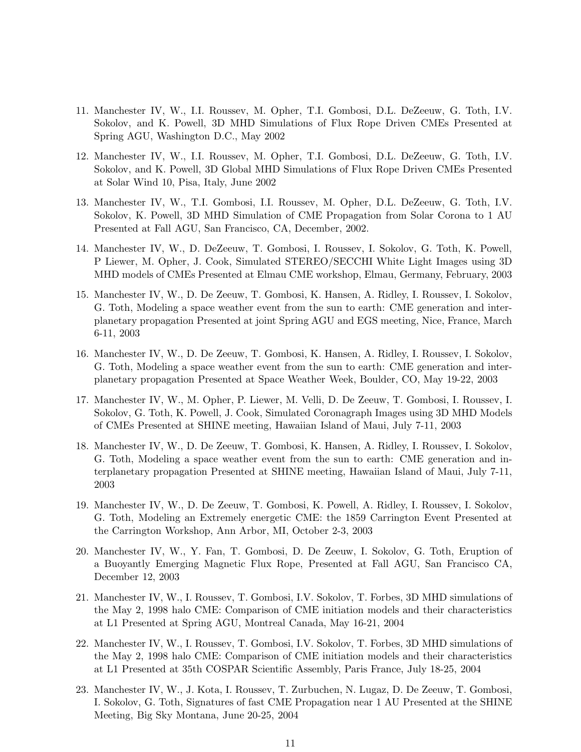11. Manchester IV, W., I.I. Roussev, M. Opher, T.I. Gombosi, D.L. DeZeeuw, G. Toth, I.V. Sokolov, and K. Powell, 3D MHD Simulations of Flux Rope Driven CMEs Presented at Spring AGU, Washington D.C., May 2002

12. Manchester IV, W., I.I. Roussev, M. Opher, T.I. Gombosi, D.L. DeZeeuw, G. Toth, I.V. Sokolov, and K. Powell, 3D Global MHD Simulations of Flux Rope Driven CMEs Presented at Solar Wind 10, Pisa, Italy, June 2002

13. Manchester IV, W., T.I. Gombosi, I.I. Roussev, M. Opher, D.L. DeZeeuw, G. Toth, I.V. Sokolov, K. Powell, 3D MHD Simulation of CME Propagation from Solar Corona to 1 AU Presented at Fall AGU, San Francisco, CA, December, 2002.

14. Manchester IV, W., D. DeZeeuw, T. Gombosi, I. Roussev, I. Sokolov, G. Toth, K. Powell, P Liewer, M. Opher, J. Cook, Simulated STEREO/SECCHI White Light Images using 3D MHD models of CMEs Presented at Elmau CME workshop, Elmau, Germany, February, 2003

15. Manchester IV, W., D. De Zeeuw, T. Gombosi, K. Hansen, A. Ridley, I. Roussev, I. Sokolov, G. Toth, Modeling a space weather event from the sun to earth: CME generation and interplanetary propagation Presented at joint Spring AGU and EGS meeting, Nice, France, March 6-11, 2003

16. Manchester IV, W., D. De Zeeuw, T. Gombosi, K. Hansen, A. Ridley, I. Roussev, I. Sokolov, G. Toth, Modeling a space weather event from the sun to earth: CME generation and interplanetary propagation Presented at Space Weather Week, Boulder, CO, May 19-22, 2003

17. Manchester IV, W., M. Opher, P. Liewer, M. Velli, D. De Zeeuw, T. Gombosi, I. Roussev, I. Sokolov, G. Toth, K. Powell, J. Cook, Simulated Coronagraph Images using 3D MHD Models of CMEs Presented at SHINE meeting, Hawaiian Island of Maui, July 7-11, 2003

18. Manchester IV, W., D. De Zeeuw, T. Gombosi, K. Hansen, A. Ridley, I. Roussev, I. Sokolov, G. Toth, Modeling a space weather event from the sun to earth: CME generation and interplanetary propagation Presented at SHINE meeting, Hawaiian Island of Maui, July 7-11, 2003

19. Manchester IV, W., D. De Zeeuw, T. Gombosi, K. Powell, A. Ridley, I. Roussev, I. Sokolov, G. Toth, Modeling an Extremely energetic CME: the 1859 Carrington Event Presented at the Carrington Workshop, Ann Arbor, MI, October 2-3, 2003

20. Manchester IV, W., Y. Fan, T. Gombosi, D. De Zeeuw, I. Sokolov, G. Toth, Eruption of a Buoyantly Emerging Magnetic Flux Rope, Presented at Fall AGU, San Francisco CA, December 12, 2003

21. Manchester IV, W., I. Roussev, T. Gombosi, I.V. Sokolov, T. Forbes, 3D MHD simulations of the May 2, 1998 halo CME: Comparison of CME initiation models and their characteristics at L1 Presented at Spring AGU, Montreal Canada, May 16-21, 2004

22. Manchester IV, W., I. Roussev, T. Gombosi, I.V. Sokolov, T. Forbes, 3D MHD simulations of the May 2, 1998 halo CME: Comparison of CME initiation models and their characteristics at L1 Presented at 35th COSPAR Scientific Assembly, Paris France, July 18-25, 2004

23. Manchester IV, W., J. Kota, I. Roussev, T. Zurbuchen, N. Lugaz, D. De Zeeuw, T. Gombosi, I. Sokolov, G. Toth, Signatures of fast CME Propagation near 1 AU Presented at the SHINE Meeting, Big Sky Montana, June 20-25, 2004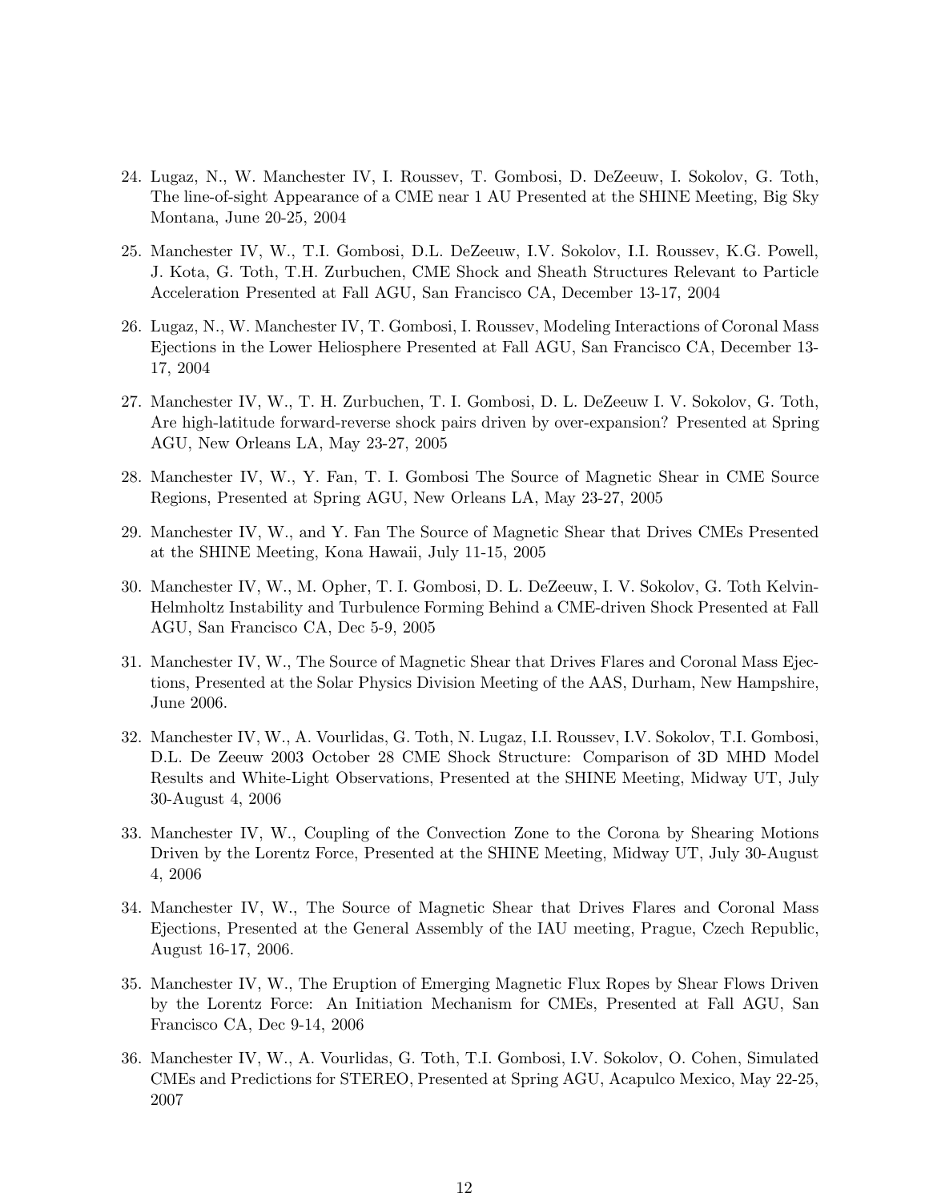24. Lugaz, N., W. Manchester IV, I. Roussev, T. Gombosi, D. DeZeeuw, I. Sokolov, G. Toth, The line-of-sight Appearance of a CME near 1 AU Presented at the SHINE Meeting, Big Sky Montana, June 20-25, 2004

25. Manchester IV, W., T.I. Gombosi, D.L. DeZeeuw, I.V. Sokolov, I.I. Roussev, K.G. Powell, J. Kota, G. Toth, T.H. Zurbuchen, CME Shock and Sheath Structures Relevant to Particle Acceleration Presented at Fall AGU, San Francisco CA, December 13-17, 2004

26. Lugaz, N., W. Manchester IV, T. Gombosi, I. Roussev, Modeling Interactions of Coronal Mass Ejections in the Lower Heliosphere Presented at Fall AGU, San Francisco CA, December 13-17, 2004

27. Manchester IV, W., T. H. Zurbuchen, T. I. Gombosi, D. L. DeZeeuw I. V. Sokolov, G. Toth, Are high-latitude forward-reverse shock pairs driven by over-expansion? Presented at Spring AGU, New Orleans LA, May 23-27, 2005

28. Manchester IV, W., Y. Fan, T. I. Gombosi The Source of Magnetic Shear in CME Source Regions, Presented at Spring AGU, New Orleans LA, May 23-27, 2005

29. Manchester IV, W., and Y. Fan The Source of Magnetic Shear that Drives CMEs Presented at the SHINE Meeting, Kona Hawaii, July 11-15, 2005

30. Manchester IV, W., M. Opher, T. I. Gombosi, D. L. DeZeeuw, I. V. Sokolov, G. Toth Kelvin-Helmholtz Instability and Turbulence Forming Behind a CME-driven Shock Presented at Fall AGU, San Francisco CA, Dec 5-9, 2005

31. Manchester IV, W., The Source of Magnetic Shear that Drives Flares and Coronal Mass Ejections, Presented at the Solar Physics Division Meeting of the AAS, Durham, New Hampshire, June 2006.

32. Manchester IV, W., A. Vourlidas, G. Toth, N. Lugaz, I.I. Roussev, I.V. Sokolov, T.I. Gombosi, D.L. De Zeeuw 2003 October 28 CME Shock Structure: Comparison of 3D MHD Model Results and White-Light Observations, Presented at the SHINE Meeting, Midway UT, July 30-August 4, 2006

33. Manchester IV, W., Coupling of the Convection Zone to the Corona by Shearing Motions Driven by the Lorentz Force, Presented at the SHINE Meeting, Midway UT, July 30-August 4, 2006

34. Manchester IV, W., The Source of Magnetic Shear that Drives Flares and Coronal Mass Ejections, Presented at the General Assembly of the IAU meeting, Prague, Czech Republic, August 16-17, 2006.

35. Manchester IV, W., The Eruption of Emerging Magnetic Flux Ropes by Shear Flows Driven by the Lorentz Force: An Initiation Mechanism for CMEs, Presented at Fall AGU, San Francisco CA, Dec 9-14, 2006

36. Manchester IV, W., A. Vourlidas, G. Toth, T.I. Gombosi, I.V. Sokolov, O. Cohen, Simulated CMEs and Predictions for STEREO, Presented at Spring AGU, Acapulco Mexico, May 22-25, 2007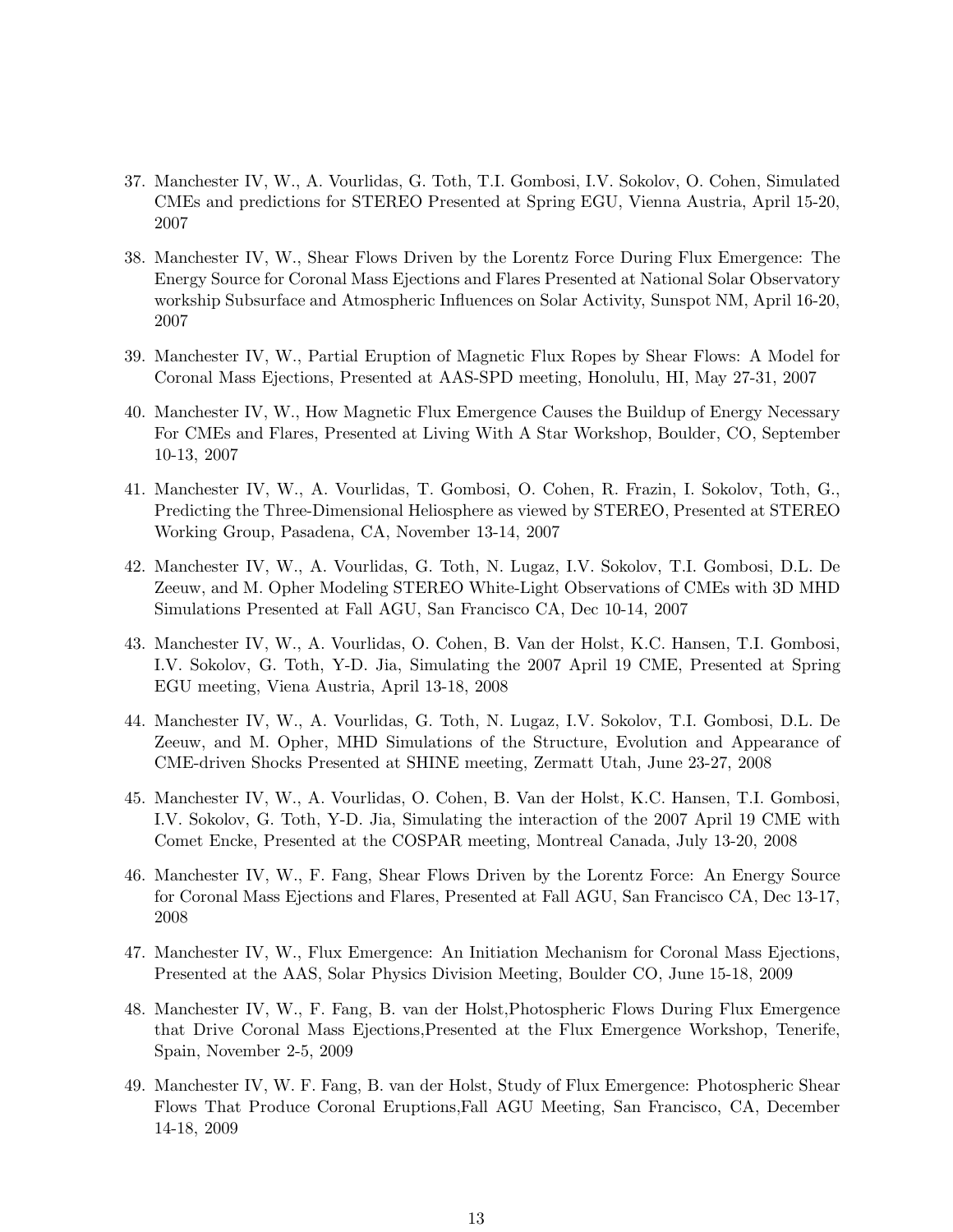37. Manchester IV, W., A. Vourlidas, G. Toth, T.I. Gombosi, I.V. Sokolov, O. Cohen, Simulated CMEs and predictions for STEREO Presented at Spring EGU, Vienna Austria, April 15-20, 2007

38. Manchester IV, W., Shear Flows Driven by the Lorentz Force During Flux Emergence: The Energy Source for Coronal Mass Ejections and Flares Presented at National Solar Observatory workship Subsurface and Atmospheric Influences on Solar Activity, Sunspot NM, April 16-20, 2007

39. Manchester IV, W., Partial Eruption of Magnetic Flux Ropes by Shear Flows: A Model for Coronal Mass Ejections, Presented at AAS-SPD meeting, Honolulu, HI, May 27-31, 2007

40. Manchester IV, W., How Magnetic Flux Emergence Causes the Buildup of Energy Necessary For CMEs and Flares, Presented at Living With A Star Workshop, Boulder, CO, September 10-13, 2007

41. Manchester IV, W., A. Vourlidas, T. Gombosi, O. Cohen, R. Frazin, I. Sokolov, Toth, G., Predicting the Three-Dimensional Heliosphere as viewed by STEREO, Presented at STEREO Working Group, Pasadena, CA, November 13-14, 2007

42. Manchester IV, W., A. Vourlidas, G. Toth, N. Lugaz, I.V. Sokolov, T.I. Gombosi, D.L. De Zeeuw, and M. Opher Modeling STEREO White-Light Observations of CMEs with 3D MHD Simulations Presented at Fall AGU, San Francisco CA, Dec 10-14, 2007

43. Manchester IV, W., A. Vourlidas, O. Cohen, B. Van der Holst, K.C. Hansen, T.I. Gombosi, I.V. Sokolov, G. Toth, Y-D. Jia, Simulating the 2007 April 19 CME, Presented at Spring EGU meeting, Viena Austria, April 13-18, 2008

44. Manchester IV, W., A. Vourlidas, G. Toth, N. Lugaz, I.V. Sokolov, T.I. Gombosi, D.L. De Zeeuw, and M. Opher, MHD Simulations of the Structure, Evolution and Appearance of CME-driven Shocks Presented at SHINE meeting, Zermatt Utah, June 23-27, 2008

45. Manchester IV, W., A. Vourlidas, O. Cohen, B. Van der Holst, K.C. Hansen, T.I. Gombosi, I.V. Sokolov, G. Toth, Y-D. Jia, Simulating the interaction of the 2007 April 19 CME with Comet Encke, Presented at the COSPAR meeting, Montreal Canada, July 13-20, 2008

46. Manchester IV, W., F. Fang, Shear Flows Driven by the Lorentz Force: An Energy Source for Coronal Mass Ejections and Flares, Presented at Fall AGU, San Francisco CA, Dec 13-17, 2008

47. Manchester IV, W., Flux Emergence: An Initiation Mechanism for Coronal Mass Ejections, Presented at the AAS, Solar Physics Division Meeting, Boulder CO, June 15-18, 2009

48. Manchester IV, W., F. Fang, B. van der Holst,Photospheric Flows During Flux Emergence that Drive Coronal Mass Ejections,Presented at the Flux Emergence Workshop, Tenerife, Spain, November 2-5, 2009

49. Manchester IV, W. F. Fang, B. van der Holst, Study of Flux Emergence: Photospheric Shear Flows That Produce Coronal Eruptions,Fall AGU Meeting, San Francisco, CA, December 14-18, 2009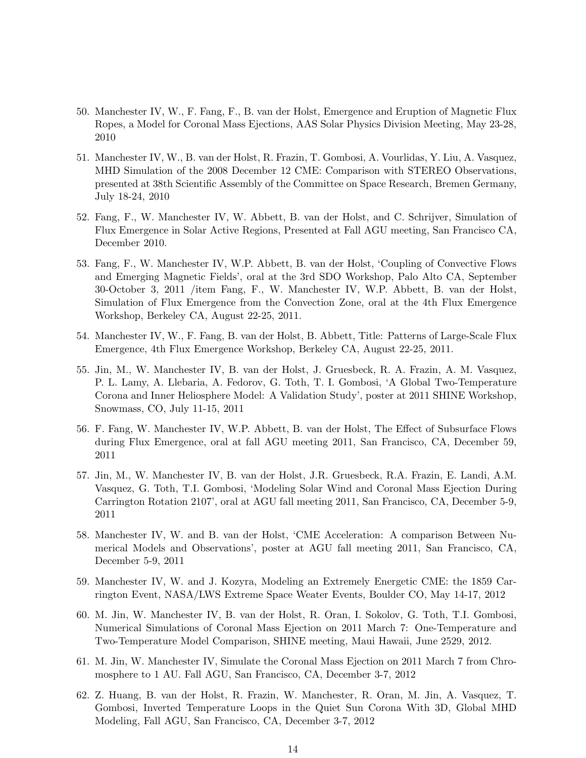50. Manchester IV, W., F. Fang, F., B. van der Holst, Emergence and Eruption of Magnetic Flux Ropes, a Model for Coronal Mass Ejections, AAS Solar Physics Division Meeting, May 23-28, 2010

51. Manchester IV, W., B. van der Holst, R. Frazin, T. Gombosi, A. Vourlidas, Y. Liu, A. Vasquez, MHD Simulation of the 2008 December 12 CME: Comparison with STEREO Observations, presented at 38th Scientific Assembly of the Committee on Space Research, Bremen Germany, July 18-24, 2010

52. Fang, F., W. Manchester IV, W. Abbett, B. van der Holst, and C. Schrijver, Simulation of Flux Emergence in Solar Active Regions, Presented at Fall AGU meeting, San Francisco CA, December 2010.

53. Fang, F., W. Manchester IV, W.P. Abbett, B. van der Holst, 'Coupling of Convective Flows and Emerging Magnetic Fields', oral at the 3rd SDO Workshop, Palo Alto CA, September 30-October 3, 2011 /item Fang, F., W. Manchester IV, W.P. Abbett, B. van der Holst, Simulation of Flux Emergence from the Convection Zone, oral at the 4th Flux Emergence Workshop, Berkeley CA, August 22-25, 2011.

54. Manchester IV, W., F. Fang, B. van der Holst, B. Abbett, Title: Patterns of Large-Scale Flux Emergence, 4th Flux Emergence Workshop, Berkeley CA, August 22-25, 2011.

55. Jin, M., W. Manchester IV, B. van der Holst, J. Gruesbeck, R. A. Frazin, A. M. Vasquez, P. L. Lamy, A. Llebaria, A. Fedorov, G. Toth, T. I. Gombosi, 'A Global Two-Temperature Corona and Inner Heliosphere Model: A Validation Study', poster at 2011 SHINE Workshop, Snowmass, CO, July 11-15, 2011

56. F. Fang, W. Manchester IV, W.P. Abbett, B. van der Holst, The Effect of Subsurface Flows during Flux Emergence, oral at fall AGU meeting 2011, San Francisco, CA, December 59, 2011

57. Jin, M., W. Manchester IV, B. van der Holst, J.R. Gruesbeck, R.A. Frazin, E. Landi, A.M. Vasquez, G. Toth, T.I. Gombosi, 'Modeling Solar Wind and Coronal Mass Ejection During Carrington Rotation 2107', oral at AGU fall meeting 2011, San Francisco, CA, December 5-9, 2011

58. Manchester IV, W. and B. van der Holst, 'CME Acceleration: A comparison Between Numerical Models and Observations', poster at AGU fall meeting 2011, San Francisco, CA, December 5-9, 2011

59. Manchester IV, W. and J. Kozyra, Modeling an Extremely Energetic CME: the 1859 Carrington Event, NASA/LWS Extreme Space Weater Events, Boulder CO, May 14-17, 2012

60. M. Jin, W. Manchester IV, B. van der Holst, R. Oran, I. Sokolov, G. Toth, T.I. Gombosi, Numerical Simulations of Coronal Mass Ejection on 2011 March 7: One-Temperature and Two-Temperature Model Comparison, SHINE meeting, Maui Hawaii, June 2529, 2012.

61. M. Jin, W. Manchester IV, Simulate the Coronal Mass Ejection on 2011 March 7 from Chromosphere to 1 AU. Fall AGU, San Francisco, CA, December 3-7, 2012

62. Z. Huang, B. van der Holst, R. Frazin, W. Manchester, R. Oran, M. Jin, A. Vasquez, T. Gombosi, Inverted Temperature Loops in the Quiet Sun Corona With 3D, Global MHD Modeling, Fall AGU, San Francisco, CA, December 3-7, 2012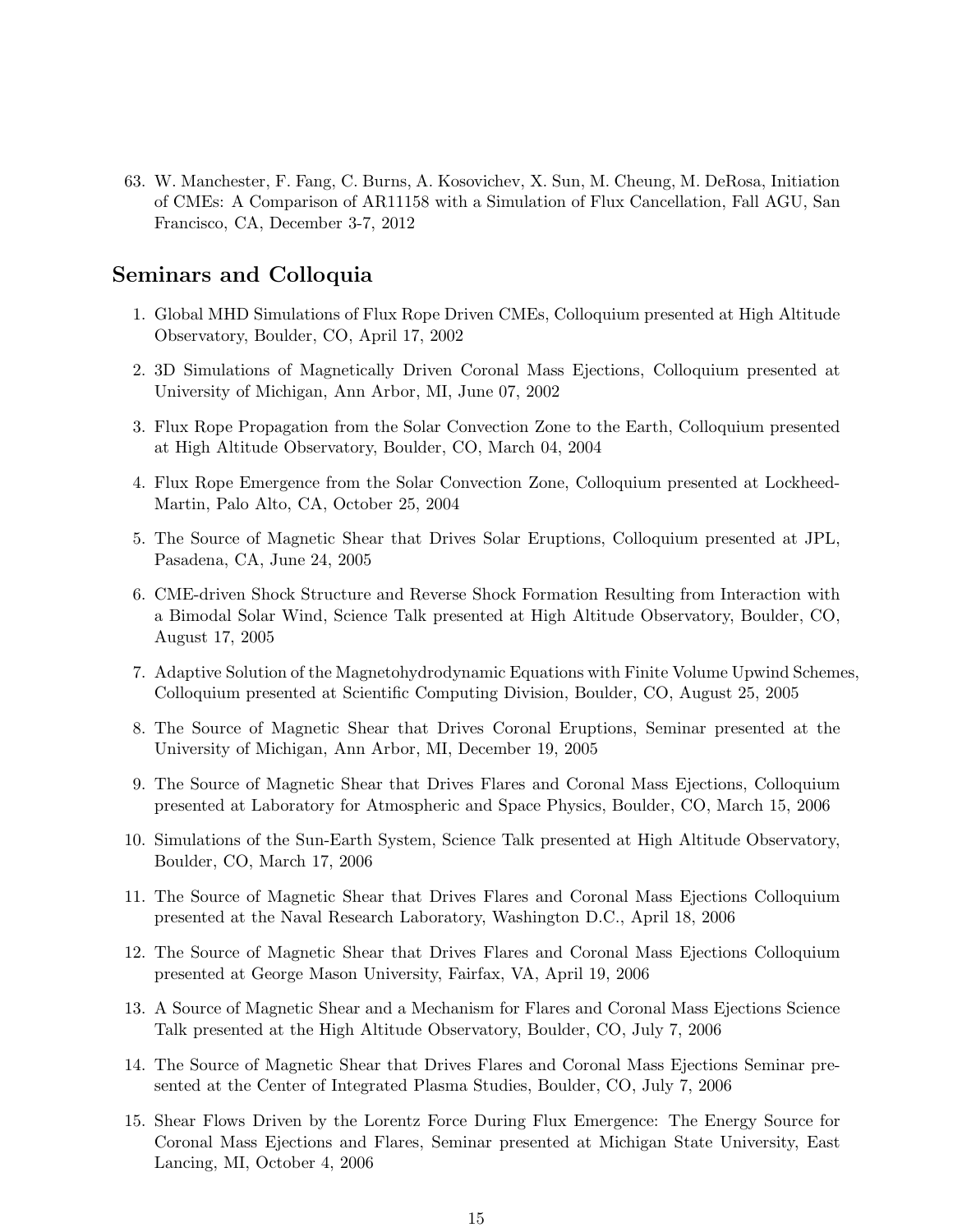63. W. Manchester, F. Fang, C. Burns, A. Kosovichev, X. Sun, M. Cheung, M. DeRosa, Initiation of CMEs: A Comparison of AR11158 with a Simulation of Flux Cancellation, Fall AGU, San Francisco, CA, December 3-7, 2012

## Seminars and Colloquia

1. Global MHD Simulations of Flux Rope Driven CMEs, Colloquium presented at High Altitude Observatory, Boulder, CO, April 17, 2002
2. 3D Simulations of Magnetically Driven Coronal Mass Ejections, Colloquium presented at University of Michigan, Ann Arbor, MI, June 07, 2002
3. Flux Rope Propagation from the Solar Convection Zone to the Earth, Colloquium presented at High Altitude Observatory, Boulder, CO, March 04, 2004
4. Flux Rope Emergence from the Solar Convection Zone, Colloquium presented at Lockheed-Martin, Palo Alto, CA, October 25, 2004
5. The Source of Magnetic Shear that Drives Solar Eruptions, Colloquium presented at JPL, Pasadena, CA, June 24, 2005
6. CME-driven Shock Structure and Reverse Shock Formation Resulting from Interaction with a Bimodal Solar Wind, Science Talk presented at High Altitude Observatory, Boulder, CO, August 17, 2005
7. Adaptive Solution of the Magnetohydrodynamic Equations with Finite Volume Upwind Schemes, Colloquium presented at Scientific Computing Division, Boulder, CO, August 25, 2005
8. The Source of Magnetic Shear that Drives Coronal Eruptions, Seminar presented at the University of Michigan, Ann Arbor, MI, December 19, 2005
9. The Source of Magnetic Shear that Drives Flares and Coronal Mass Ejections, Colloquium presented at Laboratory for Atmospheric and Space Physics, Boulder, CO, March 15, 2006
10. Simulations of the Sun-Earth System, Science Talk presented at High Altitude Observatory, Boulder, CO, March 17, 2006
11. The Source of Magnetic Shear that Drives Flares and Coronal Mass Ejections Colloquium presented at the Naval Research Laboratory, Washington D.C., April 18, 2006
12. The Source of Magnetic Shear that Drives Flares and Coronal Mass Ejections Colloquium presented at George Mason University, Fairfax, VA, April 19, 2006
13. A Source of Magnetic Shear and a Mechanism for Flares and Coronal Mass Ejections Science Talk presented at the High Altitude Observatory, Boulder, CO, July 7, 2006
14. The Source of Magnetic Shear that Drives Flares and Coronal Mass Ejections Seminar presented at the Center of Integrated Plasma Studies, Boulder, CO, July 7, 2006
15. Shear Flows Driven by the Lorentz Force During Flux Emergence: The Energy Source for Coronal Mass Ejections and Flares, Seminar presented at Michigan State University, East Lancing, MI, October 4, 2006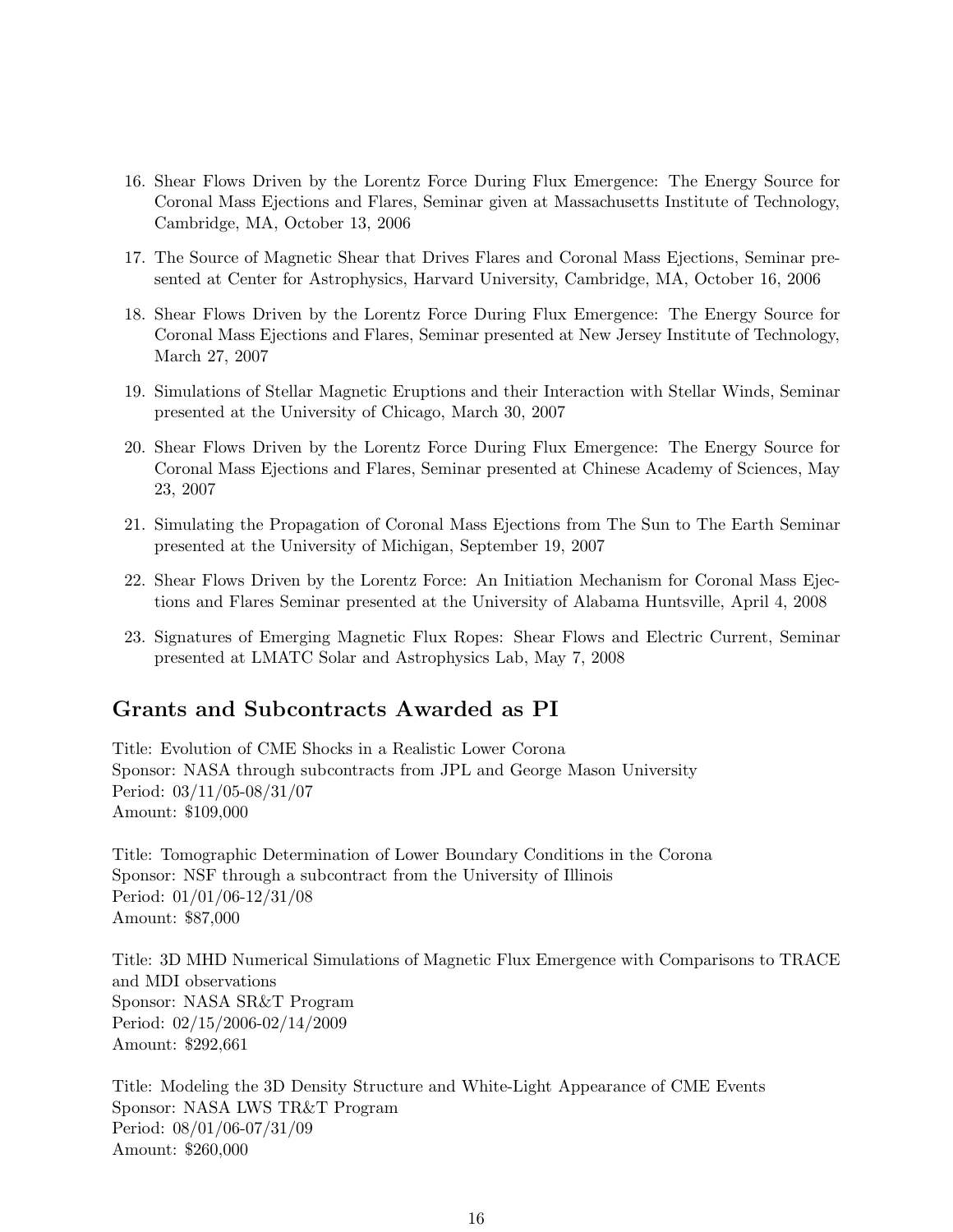16. Shear Flows Driven by the Lorentz Force During Flux Emergence: The Energy Source for Coronal Mass Ejections and Flares, Seminar given at Massachusetts Institute of Technology, Cambridge, MA, October 13, 2006
17. The Source of Magnetic Shear that Drives Flares and Coronal Mass Ejections, Seminar presented at Center for Astrophysics, Harvard University, Cambridge, MA, October 16, 2006
18. Shear Flows Driven by the Lorentz Force During Flux Emergence: The Energy Source for Coronal Mass Ejections and Flares, Seminar presented at New Jersey Institute of Technology, March 27, 2007
19. Simulations of Stellar Magnetic Eruptions and their Interaction with Stellar Winds, Seminar presented at the University of Chicago, March 30, 2007
20. Shear Flows Driven by the Lorentz Force During Flux Emergence: The Energy Source for Coronal Mass Ejections and Flares, Seminar presented at Chinese Academy of Sciences, May 23, 2007
21. Simulating the Propagation of Coronal Mass Ejections from The Sun to The Earth Seminar presented at the University of Michigan, September 19, 2007
22. Shear Flows Driven by the Lorentz Force: An Initiation Mechanism for Coronal Mass Ejections and Flares Seminar presented at the University of Alabama Huntsville, April 4, 2008
23. Signatures of Emerging Magnetic Flux Ropes: Shear Flows and Electric Current, Seminar presented at LMATC Solar and Astrophysics Lab, May 7, 2008

## Grants and Subcontracts Awarded as PI

Title: Evolution of CME Shocks in a Realistic Lower Corona
Sponsor: NASA through subcontracts from JPL and George Mason University
Period: 03/11/05-08/31/07
Amount: $109,000

Title: Tomographic Determination of Lower Boundary Conditions in the Corona
Sponsor: NSF through a subcontract from the University of Illinois
Period: 01/01/06-12/31/08
Amount: $87,000

Title: 3D MHD Numerical Simulations of Magnetic Flux Emergence with Comparisons to TRACE and MDI observations
Sponsor: NASA SR&T Program
Period: 02/15/2006-02/14/2009
Amount: $292,661

Title: Modeling the 3D Density Structure and White-Light Appearance of CME Events
Sponsor: NASA LWS TR&T Program
Period: 08/01/06-07/31/09
Amount: $260,000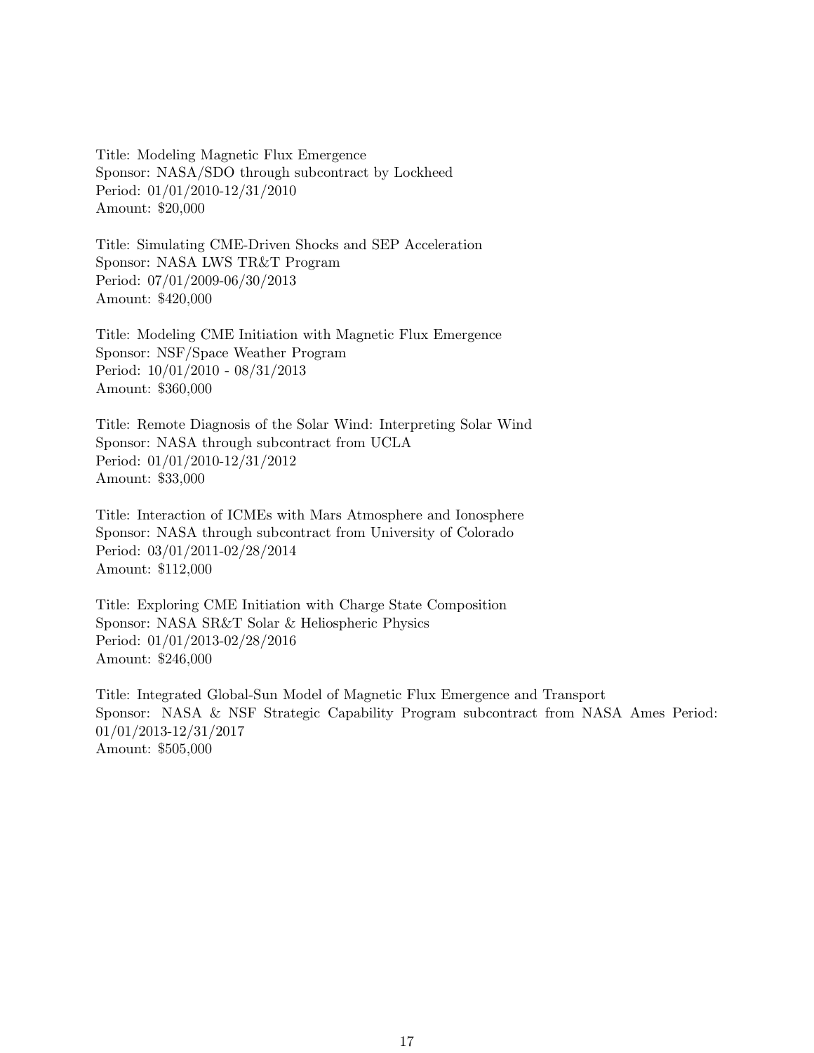Title: Modeling Magnetic Flux Emergence
Sponsor: NASA/SDO through subcontract by Lockheed
Period: 01/01/2010-12/31/2010
Amount: $20,000

Title: Simulating CME-Driven Shocks and SEP Acceleration
Sponsor: NASA LWS TR&T Program
Period: 07/01/2009-06/30/2013
Amount: $420,000

Title: Modeling CME Initiation with Magnetic Flux Emergence
Sponsor: NSF/Space Weather Program
Period: 10/01/2010 - 08/31/2013
Amount: $360,000

Title: Remote Diagnosis of the Solar Wind: Interpreting Solar Wind
Sponsor: NASA through subcontract from UCLA
Period: 01/01/2010-12/31/2012
Amount: $33,000

Title: Interaction of ICMEs with Mars Atmosphere and Ionosphere
Sponsor: NASA through subcontract from University of Colorado
Period: 03/01/2011-02/28/2014
Amount: $112,000

Title: Exploring CME Initiation with Charge State Composition
Sponsor: NASA SR&T Solar & Heliospheric Physics
Period: 01/01/2013-02/28/2016
Amount: $246,000

Title: Integrated Global-Sun Model of Magnetic Flux Emergence and Transport
Sponsor: NASA & NSF Strategic Capability Program subcontract from NASA Ames Period: 01/01/2013-12/31/2017
Amount: $505,000